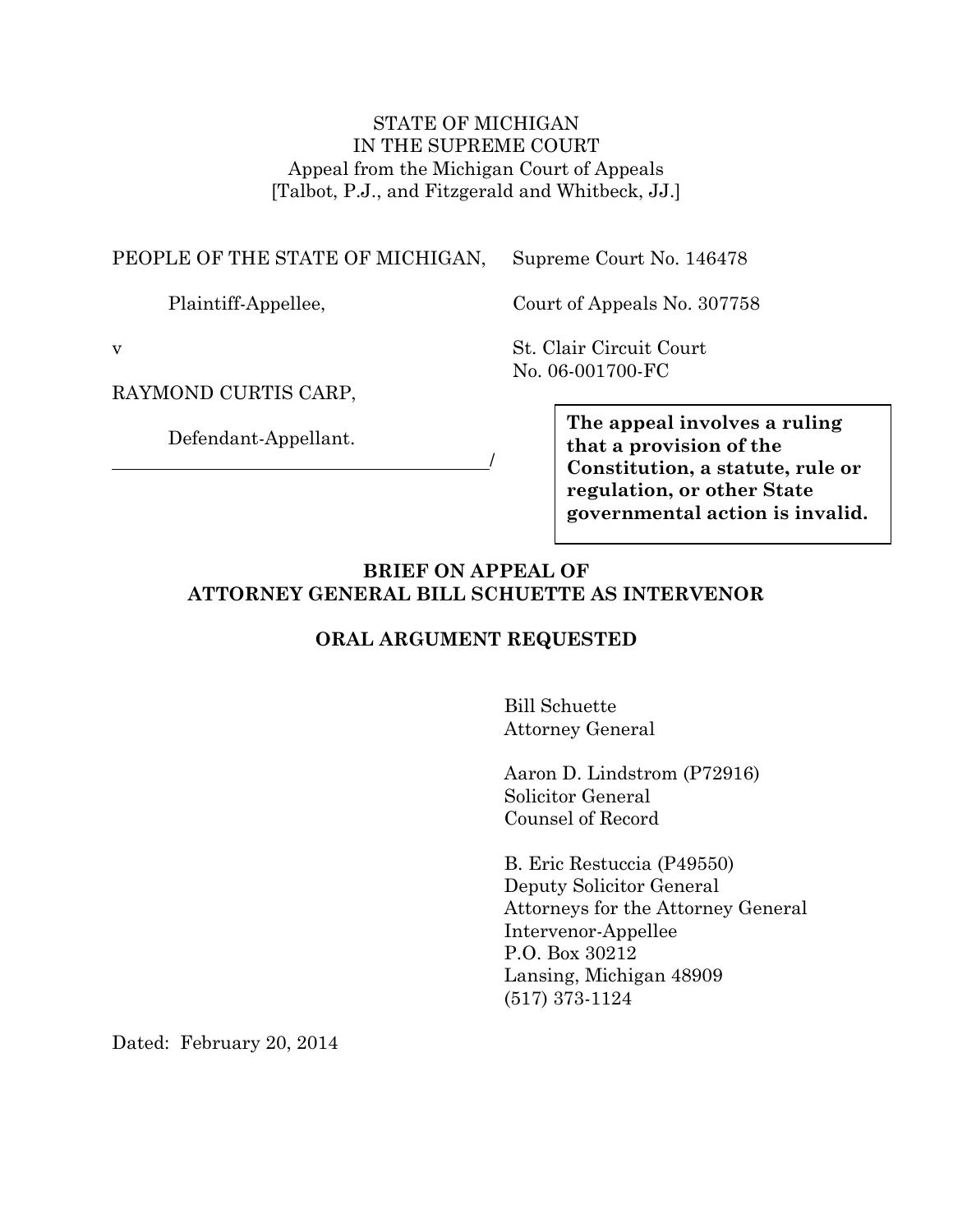STATE OF MICHIGAN
IN THE SUPREME COURT
Appeal from the Michigan Court of Appeals
[Talbot, P.J., and Fitzgerald and Whitbeck, JJ.]

PEOPLE OF THE STATE OF MICHIGAN,

Plaintiff-Appellee,

v

RAYMOND CURTIS CARP,

Defendant-Appellant.

Supreme Court No. 146478

Court of Appeals No. 307758

St. Clair Circuit Court
No. 06-001700-FC

**The appeal involves a ruling that a provision of the Constitution, a statute, rule or regulation, or other State governmental action is invalid.**

**BRIEF ON APPEAL OF ATTORNEY GENERAL BILL SCHUETTE AS INTERVENOR**

**ORAL ARGUMENT REQUESTED**

Bill Schuette
Attorney General

Aaron D. Lindstrom (P72916)
Solicitor General
Counsel of Record

B. Eric Restuccia (P49550)
Deputy Solicitor General
Attorneys for the Attorney General
Intervenor-Appellee
P.O. Box 30212
Lansing, Michigan 48909
(517) 373-1124

Dated: February 20, 2014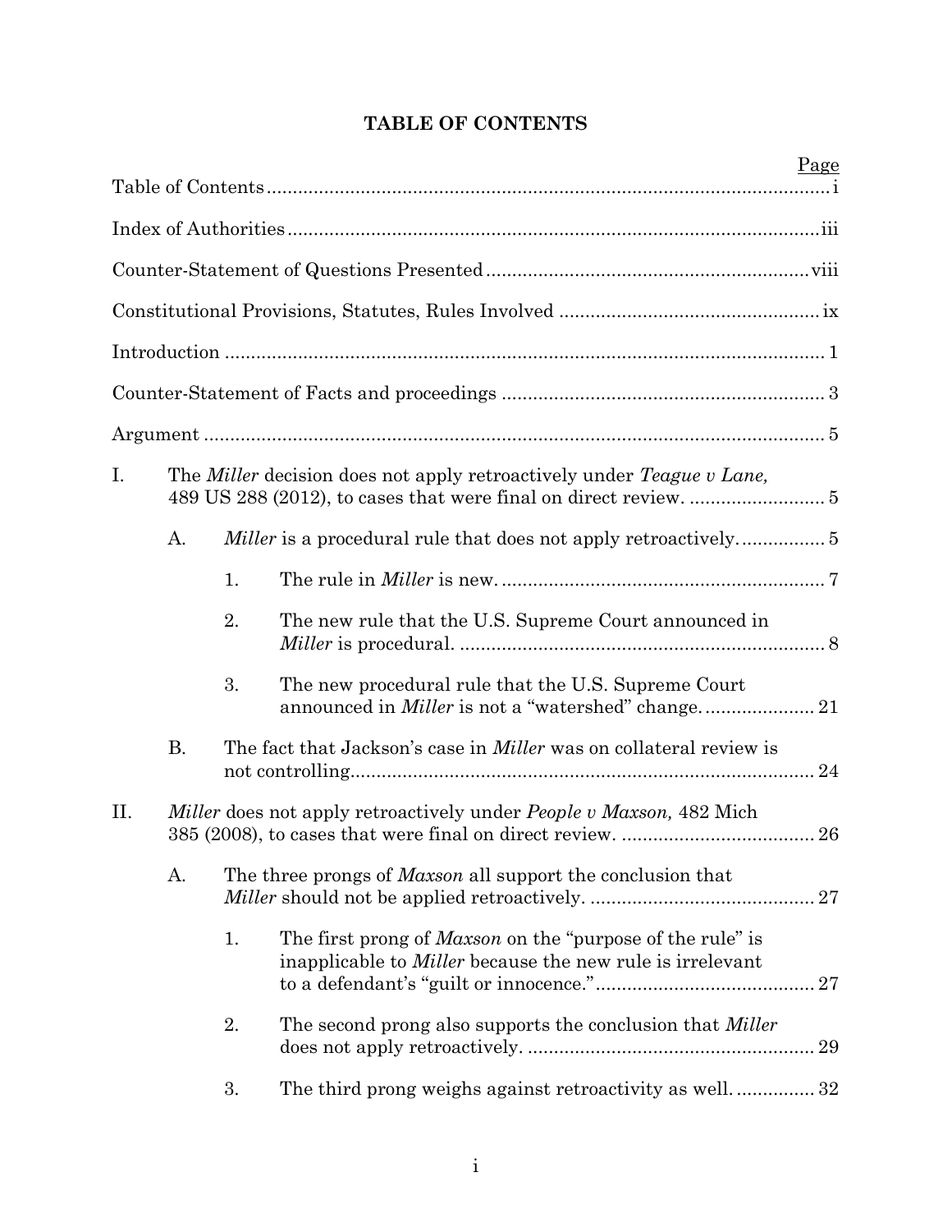# TABLE OF CONTENTS

| | Page |
|---|---|
| Table of Contents | i |
| Index of Authorities | iii |
| Counter-Statement of Questions Presented | viii |
| Constitutional Provisions, Statutes, Rules Involved | ix |
| Introduction | 1 |
| Counter-Statement of Facts and proceedings | 3 |
| Argument | 5 |
| I. The *Miller* decision does not apply retroactively under *Teague v Lane,* 489 US 288 (2012), to cases that were final on direct review. | 5 |
| A. *Miller* is a procedural rule that does not apply retroactively. | 5 |
| 1. The rule in *Miller* is new. | 7 |
| 2. The new rule that the U.S. Supreme Court announced in *Miller* is procedural. | 8 |
| 3. The new procedural rule that the U.S. Supreme Court announced in *Miller* is not a "watershed" change. | 21 |
| B. The fact that Jackson's case in *Miller* was on collateral review is not controlling. | 24 |
| II. *Miller* does not apply retroactively under *People v Maxson,* 482 Mich 385 (2008), to cases that were final on direct review. | 26 |
| A. The three prongs of *Maxson* all support the conclusion that *Miller* should not be applied retroactively. | 27 |
| 1. The first prong of *Maxson* on the "purpose of the rule" is inapplicable to *Miller* because the new rule is irrelevant to a defendant's "guilt or innocence." | 27 |
| 2. The second prong also supports the conclusion that *Miller* does not apply retroactively. | 29 |
| 3. The third prong weighs against retroactivity as well. | 32 |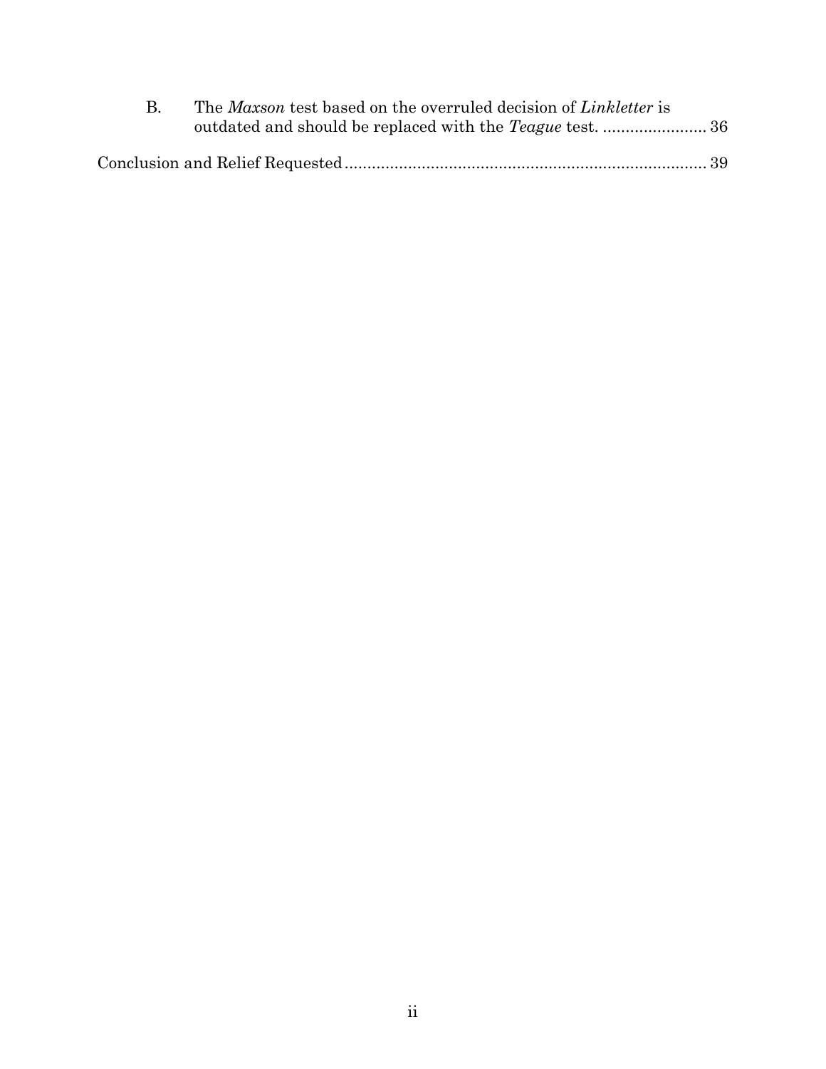B. The *Maxson* test based on the overruled decision of *Linkletter* is outdated and should be replaced with the *Teague* test. ....................... 36

Conclusion and Relief Requested ............................................................................ 39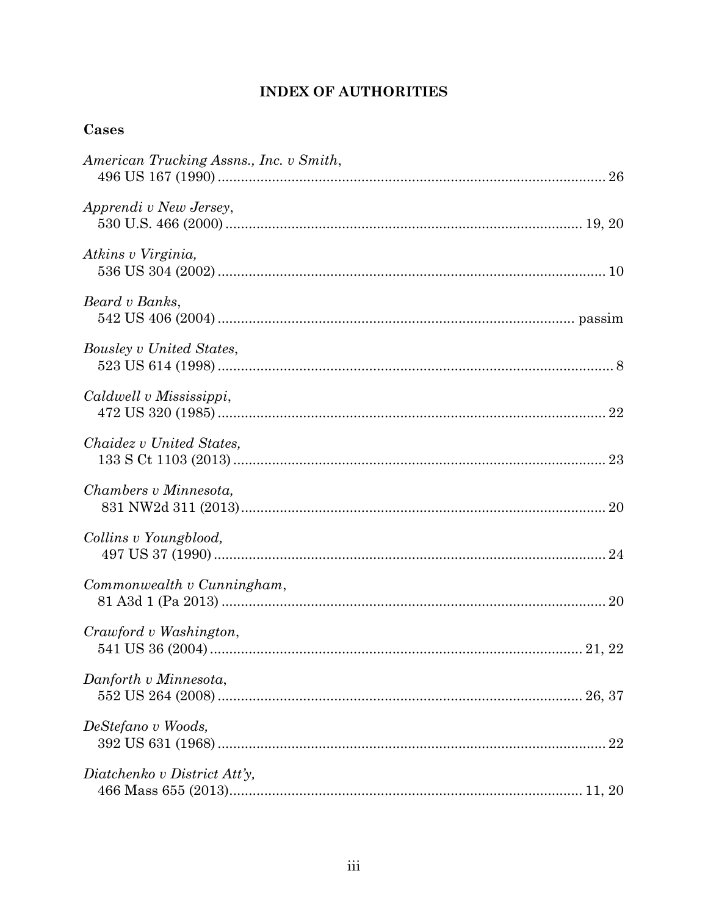# INDEX OF AUTHORITIES

## Cases

*American Trucking Assns., Inc. v Smith*,
496 US 167 (1990) .................................................................................................. 26

*Apprendi v New Jersey*,
530 U.S. 466 (2000) .......................................................................................... 19, 20

*Atkins v Virginia,*
536 US 304 (2002) .................................................................................................. 10

*Beard v Banks*,
542 US 406 (2004) .......................................................................................... passim

*Bousley v United States*,
523 US 614 (1998) .................................................................................................... 8

*Caldwell v Mississippi*,
472 US 320 (1985) .................................................................................................. 22

*Chaidez v United States,*
133 S Ct 1103 (2013) .............................................................................................. 23

*Chambers v Minnesota,*
831 NW2d 311 (2013) ............................................................................................ 20

*Collins v Youngblood,*
497 US 37 (1990) .................................................................................................... 24

*Commonwealth v Cunningham*,
81 A3d 1 (Pa 2013) ................................................................................................ 20

*Crawford v Washington*,
541 US 36 (2004) ............................................................................................. 21, 22

*Danforth v Minnesota*,
552 US 264 (2008) ............................................................................................ 26, 37

*DeStefano v Woods,*
392 US 631 (1968) .................................................................................................. 22

*Diatchenko v District Att'y,*
466 Mass 655 (2013)........................................................................................ 11, 20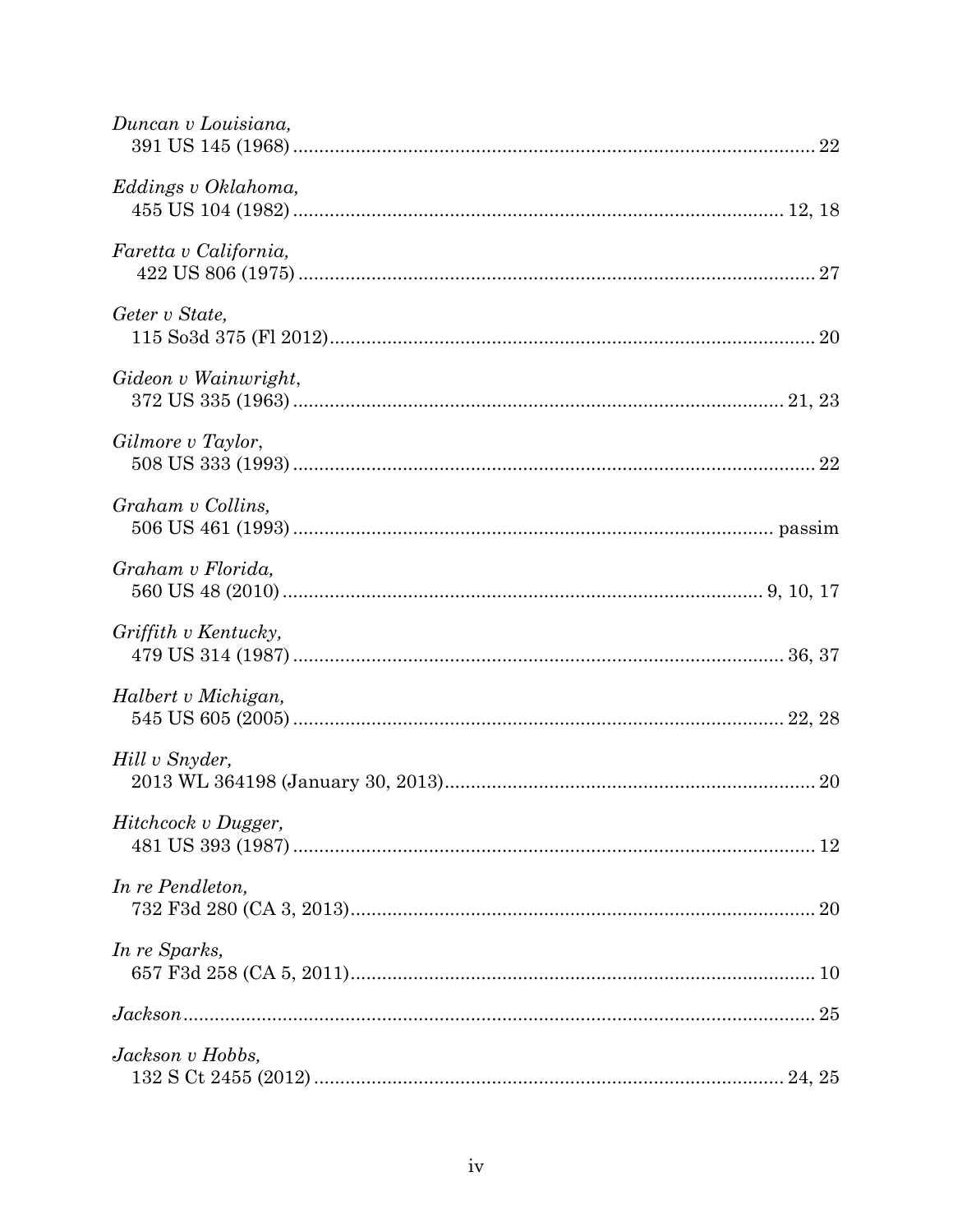*Duncan v Louisiana*,
391 US 145 (1968) ........................................................................................ 22

*Eddings v Oklahoma*,
455 US 104 (1982) ........................................................................................ 12, 18

*Faretta v California*,
422 US 806 (1975) ........................................................................................ 27

*Geter v State*,
115 So3d 375 (Fl 2012) ................................................................................ 20

*Gideon v Wainwright*,
372 US 335 (1963) ........................................................................................ 21, 23

*Gilmore v Taylor*,
508 US 333 (1993) ........................................................................................ 22

*Graham v Collins*,
506 US 461 (1993) ........................................................................................ passim

*Graham v Florida*,
560 US 48 (2010) .......................................................................................... 9, 10, 17

*Griffith v Kentucky*,
479 US 314 (1987) ........................................................................................ 36, 37

*Halbert v Michigan*,
545 US 605 (2005) ........................................................................................ 22, 28

*Hill v Snyder*,
2013 WL 364198 (January 30, 2013) ........................................................... 20

*Hitchcock v Dugger*,
481 US 393 (1987) ........................................................................................ 12

*In re Pendleton*,
732 F3d 280 (CA 3, 2013) ............................................................................ 20

*In re Sparks*,
657 F3d 258 (CA 5, 2011) ............................................................................ 10

*Jackson* .......................................................................................................... 25

*Jackson v Hobbs*,
132 S Ct 2455 (2012) .................................................................................... 24, 25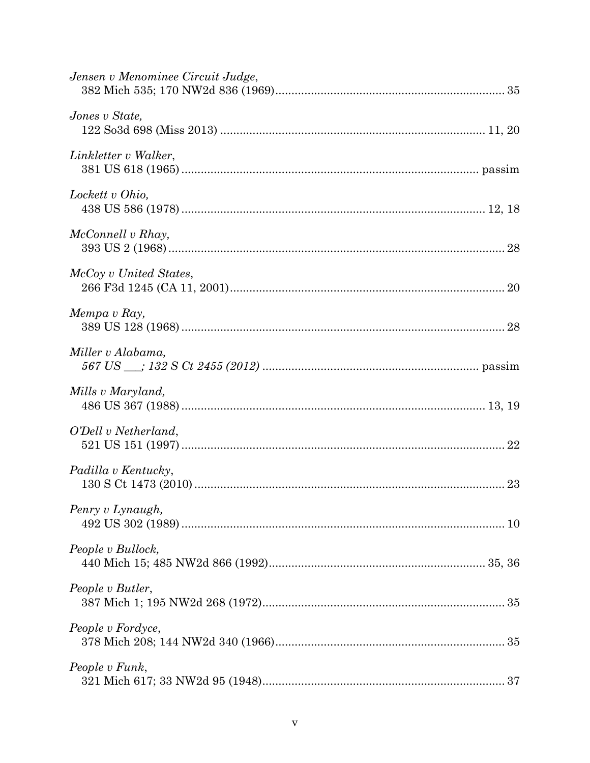*Jensen v Menominee Circuit Judge*,
382 Mich 535; 170 NW2d 836 (1969)....................................................................... 35

*Jones v State,*
122 So3d 698 (Miss 2013) .................................................................................. 11, 20

*Linkletter v Walker*,
381 US 618 (1965) ............................................................................................ passim

*Lockett v Ohio,*
438 US 586 (1978) .............................................................................................. 12, 18

*McConnell v Rhay,*
393 US 2 (1968) ........................................................................................................ 28

*McCoy v United States*,
266 F3d 1245 (CA 11, 2001)..................................................................................... 20

*Mempa v Ray,*
389 US 128 (1968) .................................................................................................... 28

*Miller v Alabama,*
*567 US ___; 132 S Ct 2455 (2012)* .................................................................. passim

*Mills v Maryland,*
486 US 367 (1988) ............................................................................................... 13, 19

*O'Dell v Netherland*,
521 US 151 (1997) .................................................................................................... 22

*Padilla v Kentucky*,
130 S Ct 1473 (2010) ................................................................................................ 23

*Penry v Lynaugh,*
492 US 302 (1989) .................................................................................................... 10

*People v Bullock,*
440 Mich 15; 485 NW2d 866 (1992)................................................................... 35, 36

*People v Butler*,
387 Mich 1; 195 NW2d 268 (1972)........................................................................... 35

*People v Fordyce*,
378 Mich 208; 144 NW2d 340 (1966)....................................................................... 35

*People v Funk*,
321 Mich 617; 33 NW2d 95 (1948)............................................................................ 37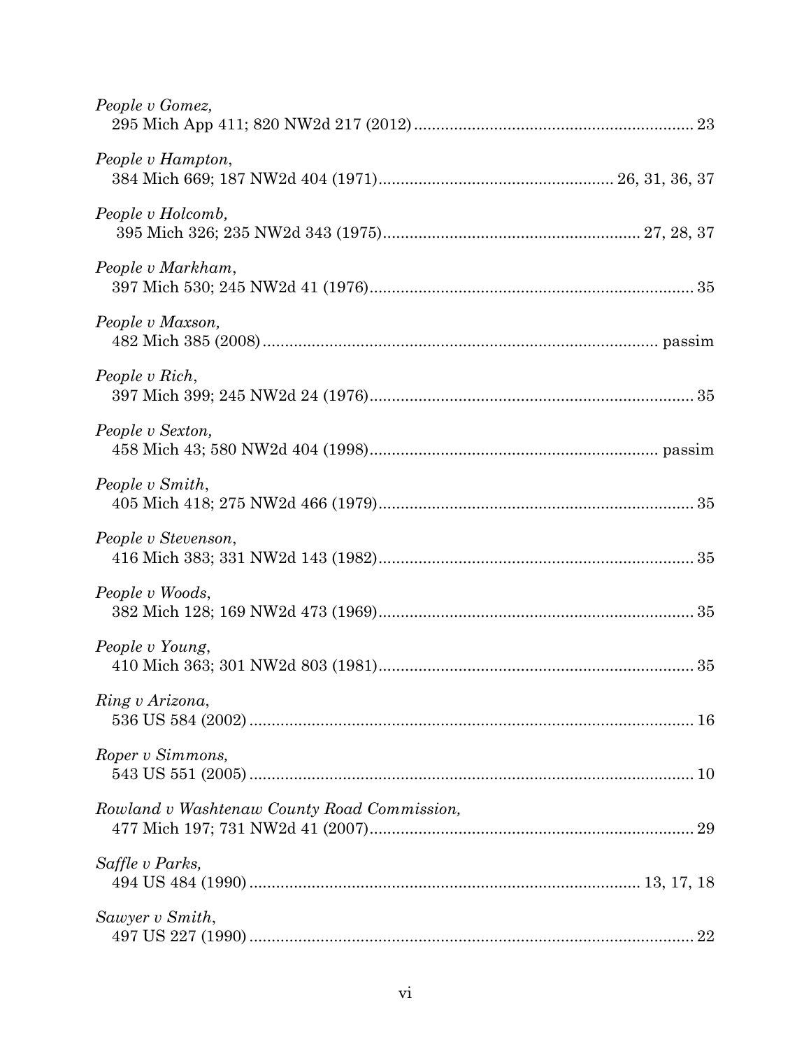*People v Gomez*,
295 Mich App 411; 820 NW2d 217 (2012) ............................................................ 23

*People v Hampton*,
384 Mich 669; 187 NW2d 404 (1971) .................................................... 26, 31, 36, 37

*People v Holcomb*,
395 Mich 326; 235 NW2d 343 (1975) ........................................................ 27, 28, 37

*People v Markham*,
397 Mich 530; 245 NW2d 41 (1976) ........................................................................ 35

*People v Maxson*,
482 Mich 385 (2008) ........................................................................................ passim

*People v Rich*,
397 Mich 399; 245 NW2d 24 (1976) ........................................................................ 35

*People v Sexton*,
458 Mich 43; 580 NW2d 404 (1998) ................................................................ passim

*People v Smith*,
405 Mich 418; 275 NW2d 466 (1979) ...................................................................... 35

*People v Stevenson*,
416 Mich 383; 331 NW2d 143 (1982) ...................................................................... 35

*People v Woods*,
382 Mich 128; 169 NW2d 473 (1969) ...................................................................... 35

*People v Young*,
410 Mich 363; 301 NW2d 803 (1981) ...................................................................... 35

*Ring v Arizona*,
536 US 584 (2002) .................................................................................................... 16

*Roper v Simmons*,
543 US 551 (2005) .................................................................................................... 10

*Rowland v Washtenaw County Road Commission*,
477 Mich 197; 731 NW2d 41 (2007) ........................................................................ 29

*Saffle v Parks*,
494 US 484 (1990) ...................................................................................... 13, 17, 18

*Sawyer v Smith*,
497 US 227 (1990) .................................................................................................... 22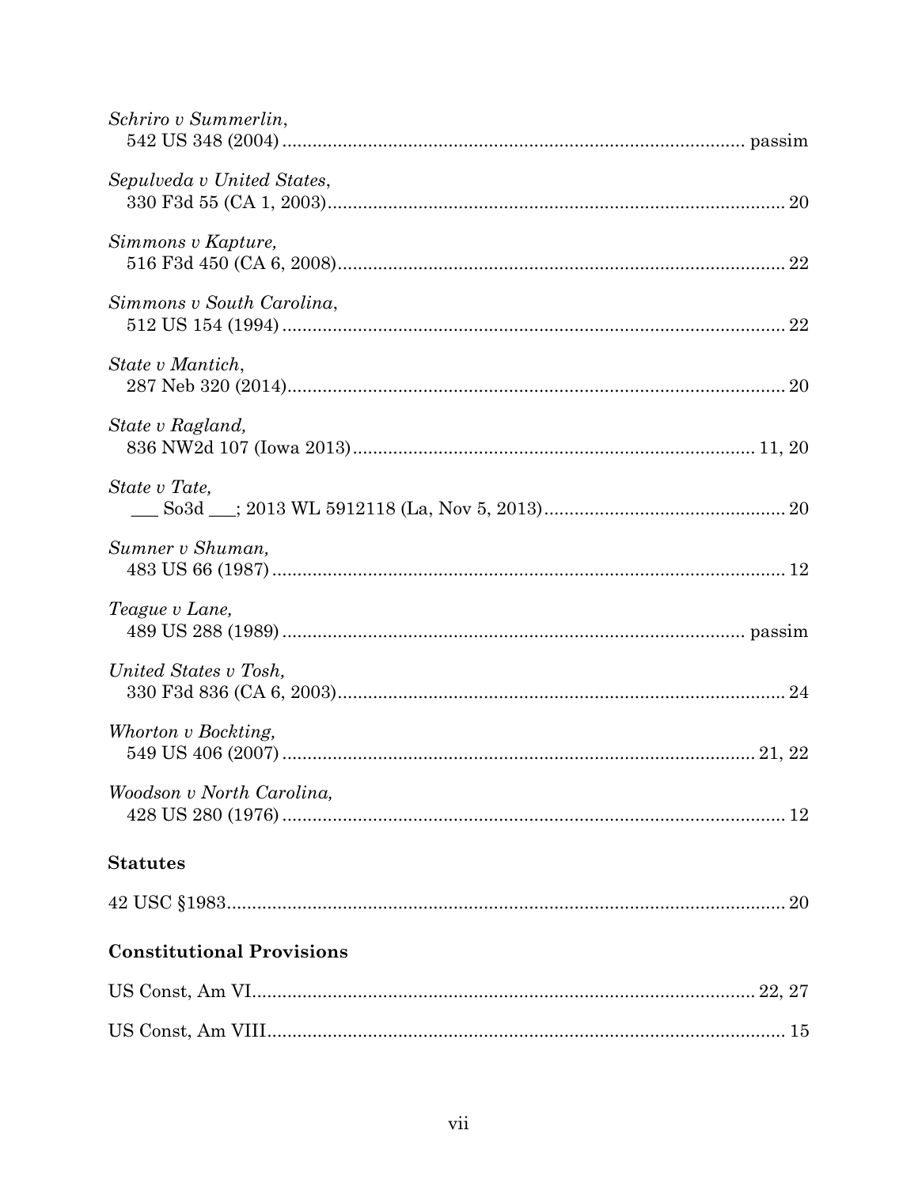*Schriro v Summerlin*,
542 US 348 (2004) .......................................................................................... passim

*Sepulveda v United States*,
330 F3d 55 (CA 1, 2003)......................................................................................... 20

*Simmons v Kapture,*
516 F3d 450 (CA 6, 2008)....................................................................................... 22

*Simmons v South Carolina*,
512 US 154 (1994) .................................................................................................. 22

*State v Mantich*,
287 Neb 320 (2014)................................................................................................. 20

*State v Ragland,*
836 NW2d 107 (Iowa 2013)............................................................................... 11, 20

*State v Tate,*
___ So3d ___; 2013 WL 5912118 (La, Nov 5, 2013).............................................. 20

*Sumner v Shuman,*
483 US 66 (1987) .................................................................................................... 12

*Teague v Lane,*
489 US 288 (1989) .......................................................................................... passim

*United States v Tosh,*
330 F3d 836 (CA 6, 2003)....................................................................................... 24

*Whorton v Bockting,*
549 US 406 (2007) ............................................................................................ 21, 22

*Woodson v North Carolina,*
428 US 280 (1976) .................................................................................................. 12

**Statutes**

42 USC §1983.............................................................................................................. 20

**Constitutional Provisions**

US Const, Am VI.................................................................................................. 22, 27

US Const, Am VIII...................................................................................................... 15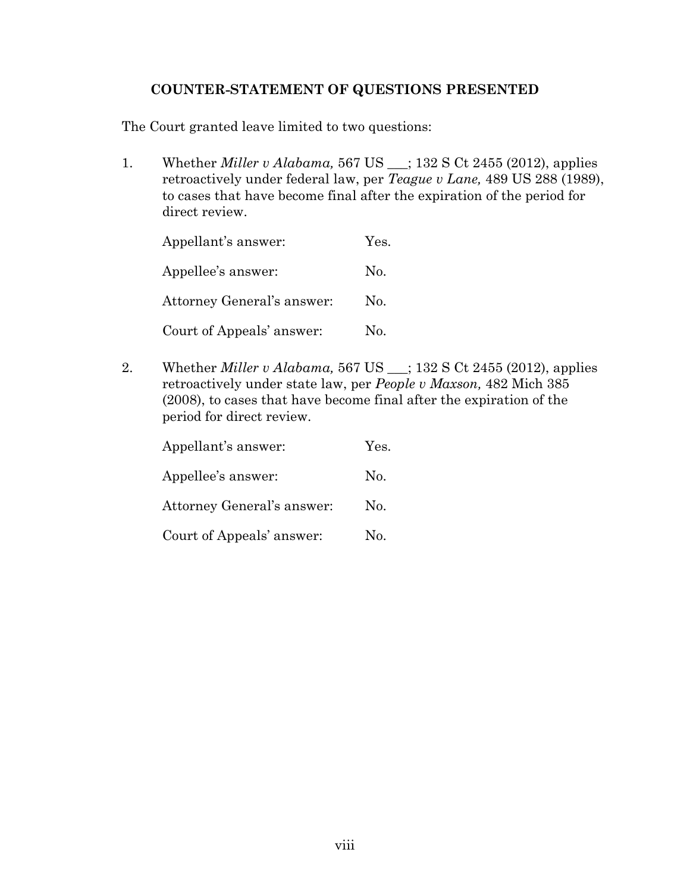## COUNTER-STATEMENT OF QUESTIONS PRESENTED

The Court granted leave limited to two questions:

1. Whether *Miller v Alabama,* 567 US ___; 132 S Ct 2455 (2012), applies retroactively under federal law, per *Teague v Lane,* 489 US 288 (1989), to cases that have become final after the expiration of the period for direct review.

   Appellant's answer: Yes.

   Appellee's answer: No.

   Attorney General's answer: No.

   Court of Appeals' answer: No.

2. Whether *Miller v Alabama,* 567 US ___; 132 S Ct 2455 (2012), applies retroactively under state law, per *People v Maxson,* 482 Mich 385 (2008), to cases that have become final after the expiration of the period for direct review.

   Appellant's answer: Yes.

   Appellee's answer: No.

   Attorney General's answer: No.

   Court of Appeals' answer: No.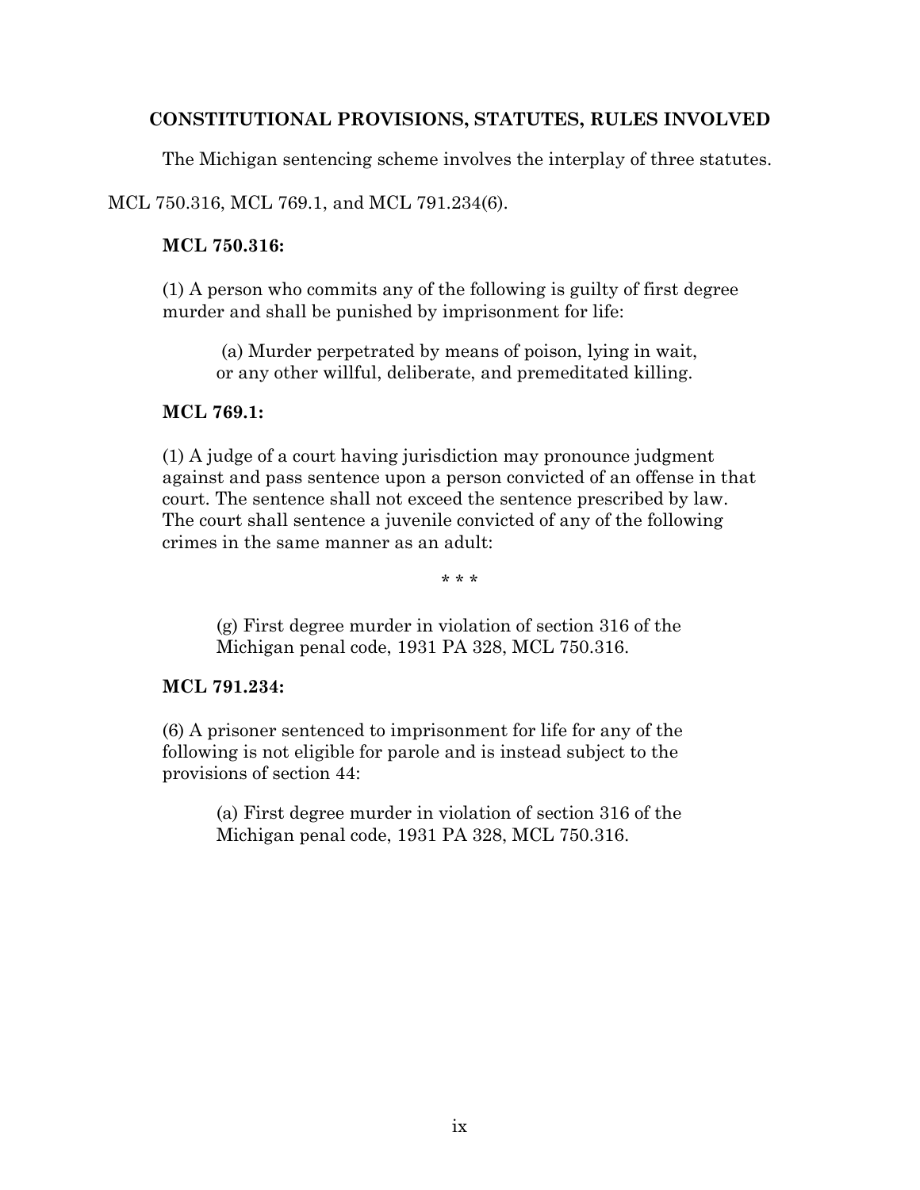## CONSTITUTIONAL PROVISIONS, STATUTES, RULES INVOLVED

The Michigan sentencing scheme involves the interplay of three statutes. MCL 750.316, MCL 769.1, and MCL 791.234(6).

**MCL 750.316:**

(1) A person who commits any of the following is guilty of first degree murder and shall be punished by imprisonment for life:

> (a) Murder perpetrated by means of poison, lying in wait, or any other willful, deliberate, and premeditated killing.

**MCL 769.1:**

(1) A judge of a court having jurisdiction may pronounce judgment against and pass sentence upon a person convicted of an offense in that court. The sentence shall not exceed the sentence prescribed by law. The court shall sentence a juvenile convicted of any of the following crimes in the same manner as an adult:

\* \* \*

> (g) First degree murder in violation of section 316 of the Michigan penal code, 1931 PA 328, MCL 750.316.

**MCL 791.234:**

(6) A prisoner sentenced to imprisonment for life for any of the following is not eligible for parole and is instead subject to the provisions of section 44:

> (a) First degree murder in violation of section 316 of the Michigan penal code, 1931 PA 328, MCL 750.316.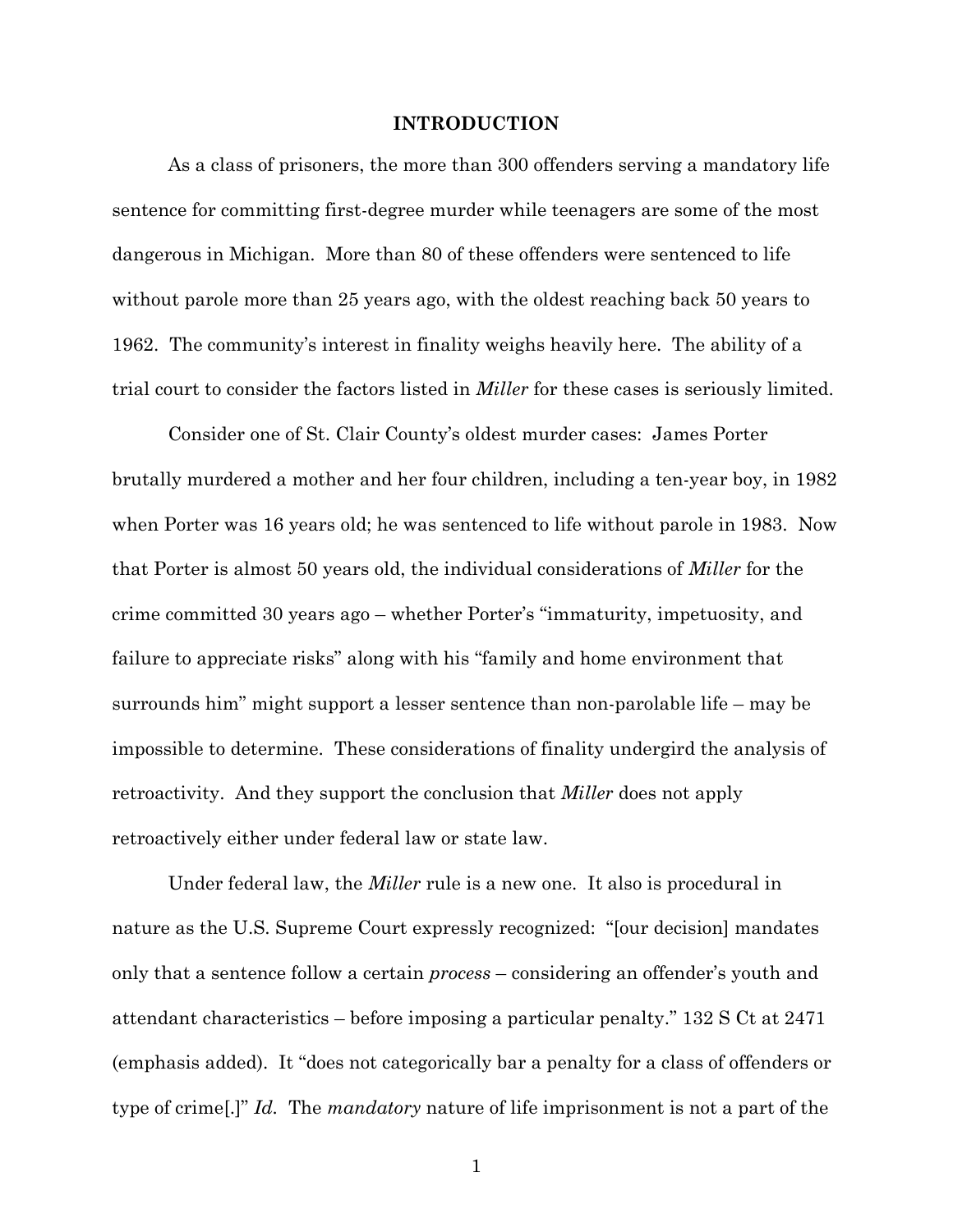## INTRODUCTION

As a class of prisoners, the more than 300 offenders serving a mandatory life sentence for committing first-degree murder while teenagers are some of the most dangerous in Michigan. More than 80 of these offenders were sentenced to life without parole more than 25 years ago, with the oldest reaching back 50 years to 1962. The community's interest in finality weighs heavily here. The ability of a trial court to consider the factors listed in *Miller* for these cases is seriously limited.

Consider one of St. Clair County's oldest murder cases: James Porter brutally murdered a mother and her four children, including a ten-year boy, in 1982 when Porter was 16 years old; he was sentenced to life without parole in 1983. Now that Porter is almost 50 years old, the individual considerations of *Miller* for the crime committed 30 years ago – whether Porter's "immaturity, impetuosity, and failure to appreciate risks" along with his "family and home environment that surrounds him" might support a lesser sentence than non-parolable life – may be impossible to determine. These considerations of finality undergird the analysis of retroactivity. And they support the conclusion that *Miller* does not apply retroactively either under federal law or state law.

Under federal law, the *Miller* rule is a new one. It also is procedural in nature as the U.S. Supreme Court expressly recognized: "[our decision] mandates only that a sentence follow a certain *process* – considering an offender's youth and attendant characteristics – before imposing a particular penalty." 132 S Ct at 2471 (emphasis added). It "does not categorically bar a penalty for a class of offenders or type of crime[.]" *Id.* The *mandatory* nature of life imprisonment is not a part of the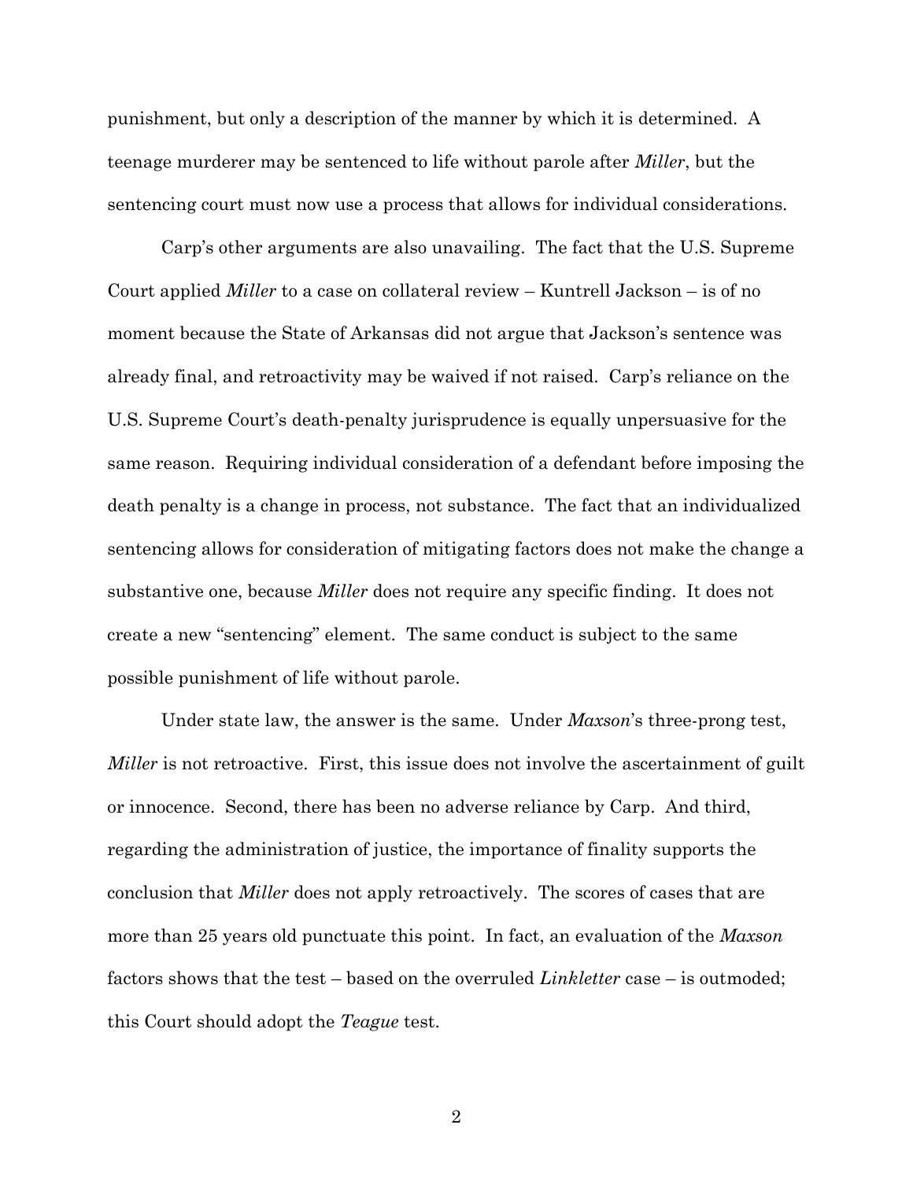punishment, but only a description of the manner by which it is determined. A teenage murderer may be sentenced to life without parole after *Miller*, but the sentencing court must now use a process that allows for individual considerations.

Carp's other arguments are also unavailing. The fact that the U.S. Supreme Court applied *Miller* to a case on collateral review – Kuntrell Jackson – is of no moment because the State of Arkansas did not argue that Jackson's sentence was already final, and retroactivity may be waived if not raised. Carp's reliance on the U.S. Supreme Court's death-penalty jurisprudence is equally unpersuasive for the same reason. Requiring individual consideration of a defendant before imposing the death penalty is a change in process, not substance. The fact that an individualized sentencing allows for consideration of mitigating factors does not make the change a substantive one, because *Miller* does not require any specific finding. It does not create a new "sentencing" element. The same conduct is subject to the same possible punishment of life without parole.

Under state law, the answer is the same. Under *Maxson*'s three-prong test, *Miller* is not retroactive. First, this issue does not involve the ascertainment of guilt or innocence. Second, there has been no adverse reliance by Carp. And third, regarding the administration of justice, the importance of finality supports the conclusion that *Miller* does not apply retroactively. The scores of cases that are more than 25 years old punctuate this point. In fact, an evaluation of the *Maxson* factors shows that the test – based on the overruled *Linkletter* case – is outmoded; this Court should adopt the *Teague* test.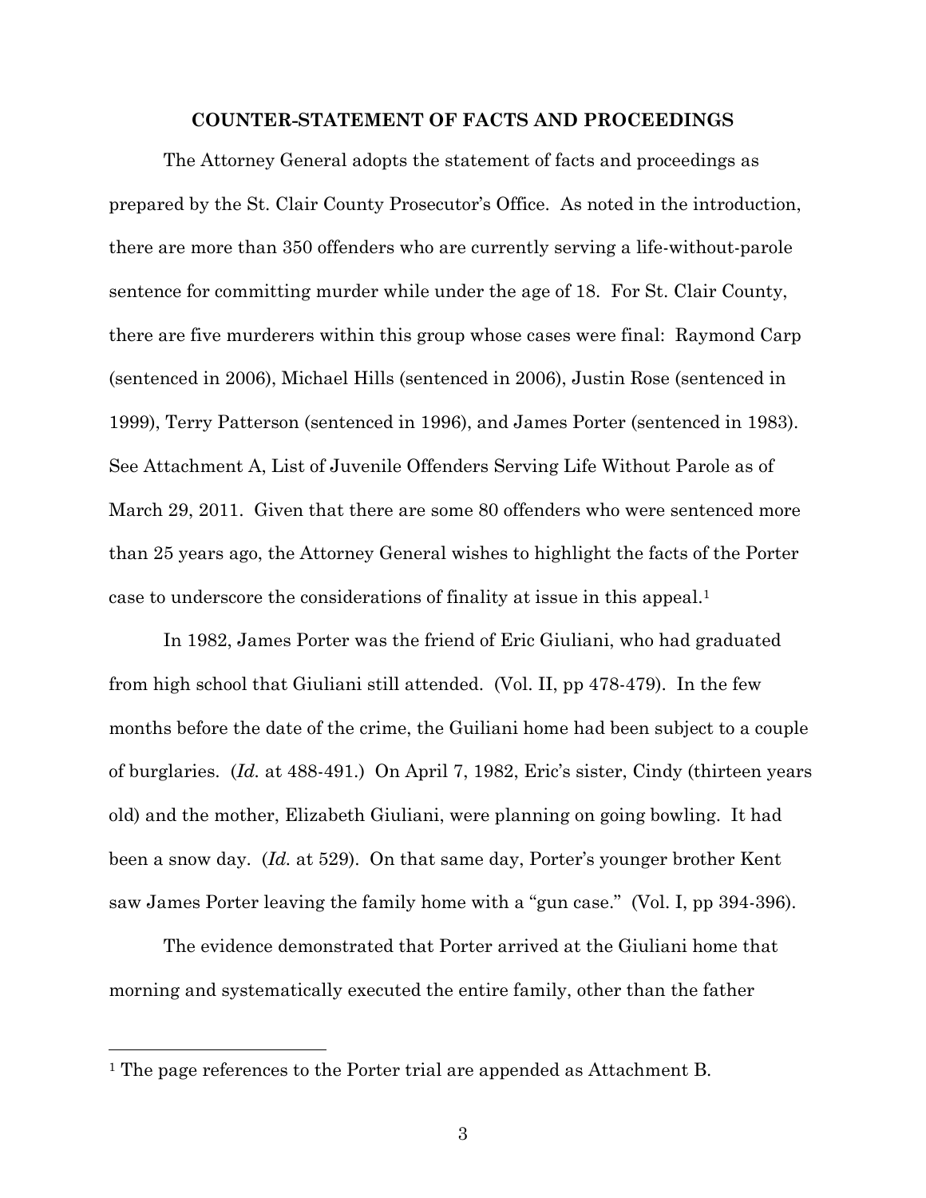## COUNTER-STATEMENT OF FACTS AND PROCEEDINGS

The Attorney General adopts the statement of facts and proceedings as prepared by the St. Clair County Prosecutor's Office. As noted in the introduction, there are more than 350 offenders who are currently serving a life-without-parole sentence for committing murder while under the age of 18. For St. Clair County, there are five murderers within this group whose cases were final: Raymond Carp (sentenced in 2006), Michael Hills (sentenced in 2006), Justin Rose (sentenced in 1999), Terry Patterson (sentenced in 1996), and James Porter (sentenced in 1983). See Attachment A, List of Juvenile Offenders Serving Life Without Parole as of March 29, 2011. Given that there are some 80 offenders who were sentenced more than 25 years ago, the Attorney General wishes to highlight the facts of the Porter case to underscore the considerations of finality at issue in this appeal.[1]

In 1982, James Porter was the friend of Eric Giuliani, who had graduated from high school that Giuliani still attended. (Vol. II, pp 478-479). In the few months before the date of the crime, the Guiliani home had been subject to a couple of burglaries. (*Id.* at 488-491.) On April 7, 1982, Eric's sister, Cindy (thirteen years old) and the mother, Elizabeth Giuliani, were planning on going bowling. It had been a snow day. (*Id.* at 529). On that same day, Porter's younger brother Kent saw James Porter leaving the family home with a "gun case." (Vol. I, pp 394-396).

The evidence demonstrated that Porter arrived at the Giuliani home that morning and systematically executed the entire family, other than the father

[1] The page references to the Porter trial are appended as Attachment B.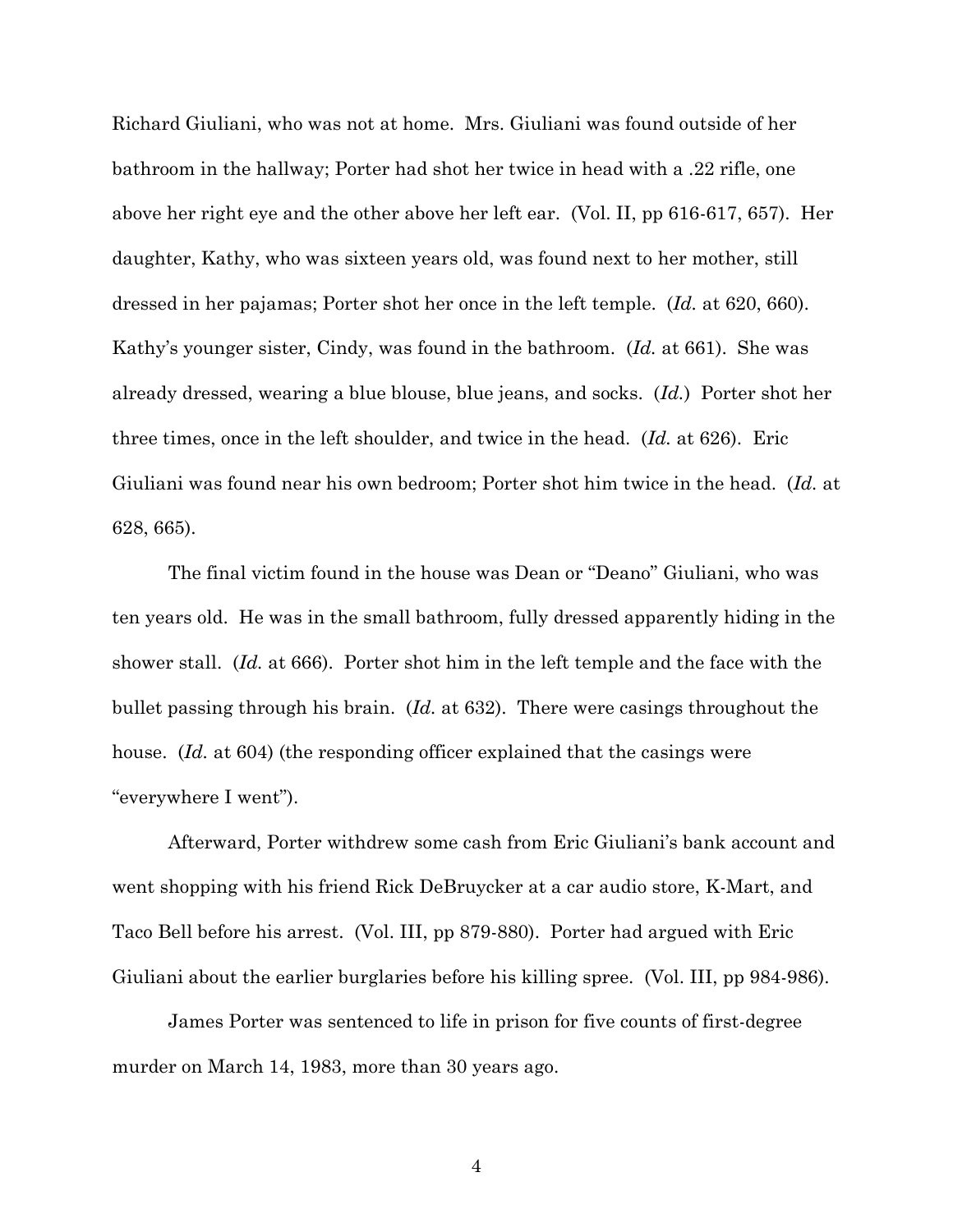Richard Giuliani, who was not at home. Mrs. Giuliani was found outside of her bathroom in the hallway; Porter had shot her twice in head with a .22 rifle, one above her right eye and the other above her left ear. (Vol. II, pp 616-617, 657). Her daughter, Kathy, who was sixteen years old, was found next to her mother, still dressed in her pajamas; Porter shot her once in the left temple. (*Id.* at 620, 660). Kathy's younger sister, Cindy, was found in the bathroom. (*Id.* at 661). She was already dressed, wearing a blue blouse, blue jeans, and socks. (*Id.*) Porter shot her three times, once in the left shoulder, and twice in the head. (*Id.* at 626). Eric Giuliani was found near his own bedroom; Porter shot him twice in the head. (*Id.* at 628, 665).

The final victim found in the house was Dean or "Deano" Giuliani, who was ten years old. He was in the small bathroom, fully dressed apparently hiding in the shower stall. (*Id.* at 666). Porter shot him in the left temple and the face with the bullet passing through his brain. (*Id.* at 632). There were casings throughout the house. (*Id.* at 604) (the responding officer explained that the casings were "everywhere I went").

Afterward, Porter withdrew some cash from Eric Giuliani's bank account and went shopping with his friend Rick DeBruycker at a car audio store, K-Mart, and Taco Bell before his arrest. (Vol. III, pp 879-880). Porter had argued with Eric Giuliani about the earlier burglaries before his killing spree. (Vol. III, pp 984-986).

James Porter was sentenced to life in prison for five counts of first-degree murder on March 14, 1983, more than 30 years ago.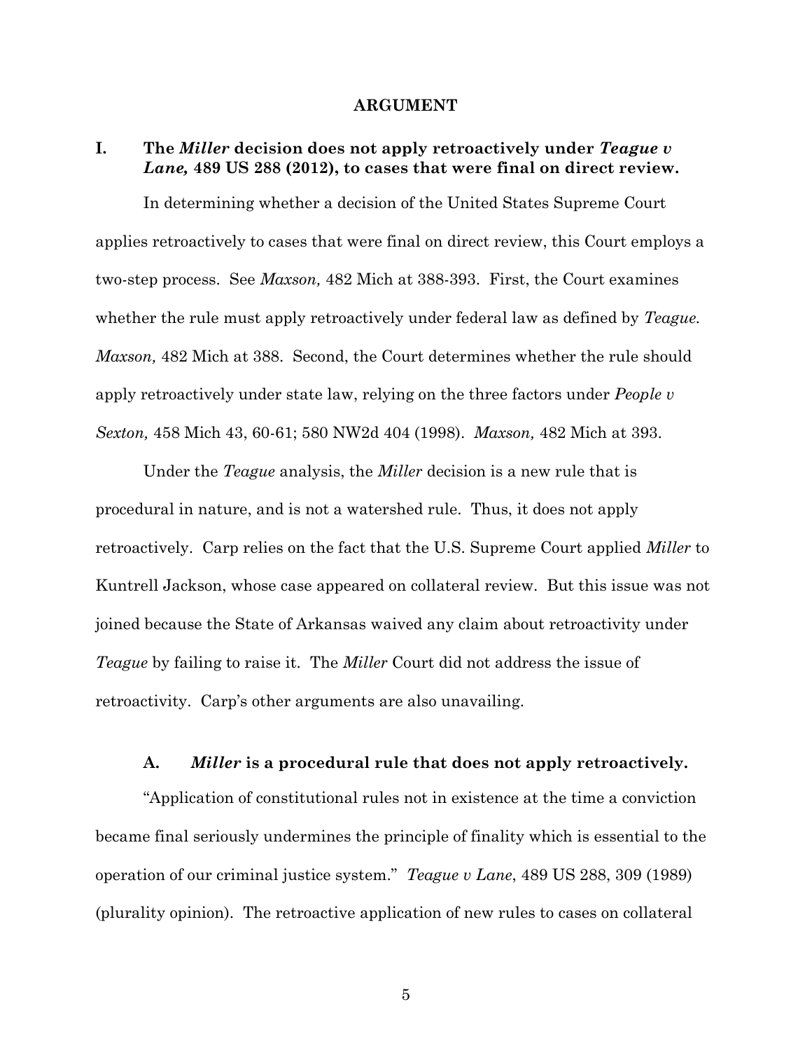## ARGUMENT

### I. The *Miller* decision does not apply retroactively under *Teague v Lane,* 489 US 288 (2012), to cases that were final on direct review.

In determining whether a decision of the United States Supreme Court applies retroactively to cases that were final on direct review, this Court employs a two-step process. See *Maxson,* 482 Mich at 388-393. First, the Court examines whether the rule must apply retroactively under federal law as defined by *Teague. Maxson,* 482 Mich at 388. Second, the Court determines whether the rule should apply retroactively under state law, relying on the three factors under *People v Sexton,* 458 Mich 43, 60-61; 580 NW2d 404 (1998). *Maxson,* 482 Mich at 393.

Under the *Teague* analysis, the *Miller* decision is a new rule that is procedural in nature, and is not a watershed rule. Thus, it does not apply retroactively. Carp relies on the fact that the U.S. Supreme Court applied *Miller* to Kuntrell Jackson, whose case appeared on collateral review. But this issue was not joined because the State of Arkansas waived any claim about retroactivity under *Teague* by failing to raise it. The *Miller* Court did not address the issue of retroactivity. Carp's other arguments are also unavailing.

#### A. *Miller* is a procedural rule that does not apply retroactively.

"Application of constitutional rules not in existence at the time a conviction became final seriously undermines the principle of finality which is essential to the operation of our criminal justice system." *Teague v Lane*, 489 US 288, 309 (1989) (plurality opinion). The retroactive application of new rules to cases on collateral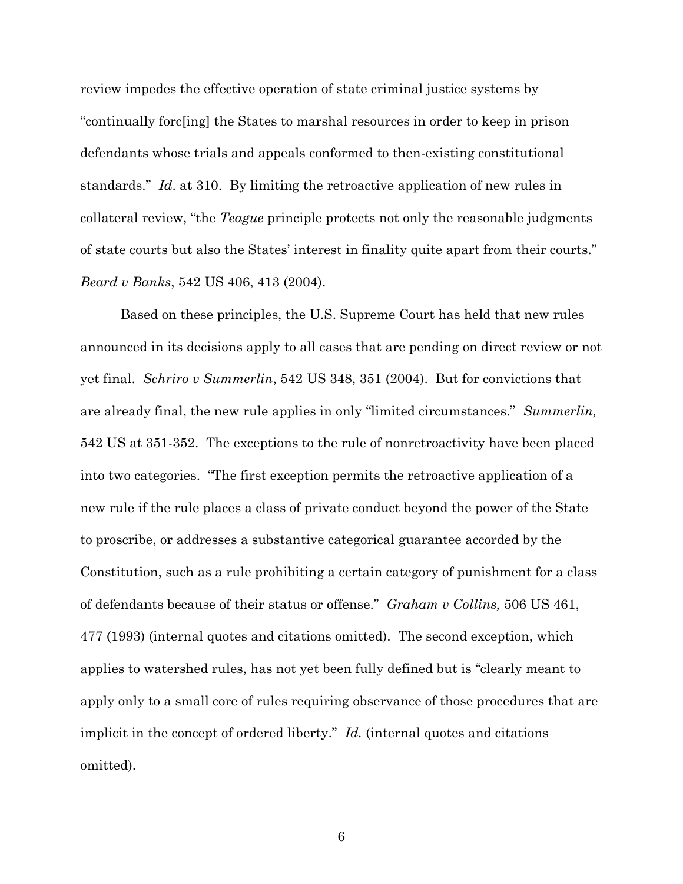review impedes the effective operation of state criminal justice systems by "continually forc[ing] the States to marshal resources in order to keep in prison defendants whose trials and appeals conformed to then-existing constitutional standards." *Id*. at 310. By limiting the retroactive application of new rules in collateral review, "the *Teague* principle protects not only the reasonable judgments of state courts but also the States' interest in finality quite apart from their courts." *Beard v Banks*, 542 US 406, 413 (2004).

Based on these principles, the U.S. Supreme Court has held that new rules announced in its decisions apply to all cases that are pending on direct review or not yet final. *Schriro v Summerlin*, 542 US 348, 351 (2004). But for convictions that are already final, the new rule applies in only "limited circumstances." *Summerlin,* 542 US at 351-352. The exceptions to the rule of nonretroactivity have been placed into two categories. "The first exception permits the retroactive application of a new rule if the rule places a class of private conduct beyond the power of the State to proscribe, or addresses a substantive categorical guarantee accorded by the Constitution, such as a rule prohibiting a certain category of punishment for a class of defendants because of their status or offense." *Graham v Collins,* 506 US 461, 477 (1993) (internal quotes and citations omitted). The second exception, which applies to watershed rules, has not yet been fully defined but is "clearly meant to apply only to a small core of rules requiring observance of those procedures that are implicit in the concept of ordered liberty." *Id.* (internal quotes and citations omitted).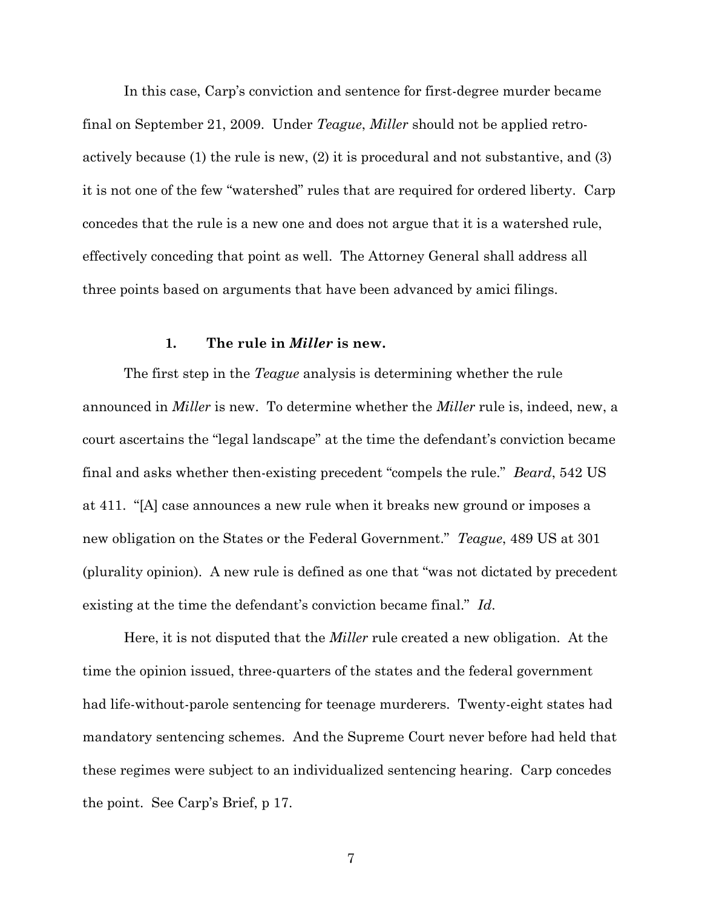In this case, Carp's conviction and sentence for first-degree murder became final on September 21, 2009. Under *Teague*, *Miller* should not be applied retroactively because (1) the rule is new, (2) it is procedural and not substantive, and (3) it is not one of the few "watershed" rules that are required for ordered liberty. Carp concedes that the rule is a new one and does not argue that it is a watershed rule, effectively conceding that point as well. The Attorney General shall address all three points based on arguments that have been advanced by amici filings.

### 1. The rule in *Miller* is new.

The first step in the *Teague* analysis is determining whether the rule announced in *Miller* is new. To determine whether the *Miller* rule is, indeed, new, a court ascertains the "legal landscape" at the time the defendant's conviction became final and asks whether then-existing precedent "compels the rule." *Beard*, 542 US at 411. "[A] case announces a new rule when it breaks new ground or imposes a new obligation on the States or the Federal Government." *Teague*, 489 US at 301 (plurality opinion). A new rule is defined as one that "was not dictated by precedent existing at the time the defendant's conviction became final." *Id*.

Here, it is not disputed that the *Miller* rule created a new obligation. At the time the opinion issued, three-quarters of the states and the federal government had life-without-parole sentencing for teenage murderers. Twenty-eight states had mandatory sentencing schemes. And the Supreme Court never before had held that these regimes were subject to an individualized sentencing hearing. Carp concedes the point. See Carp's Brief, p 17.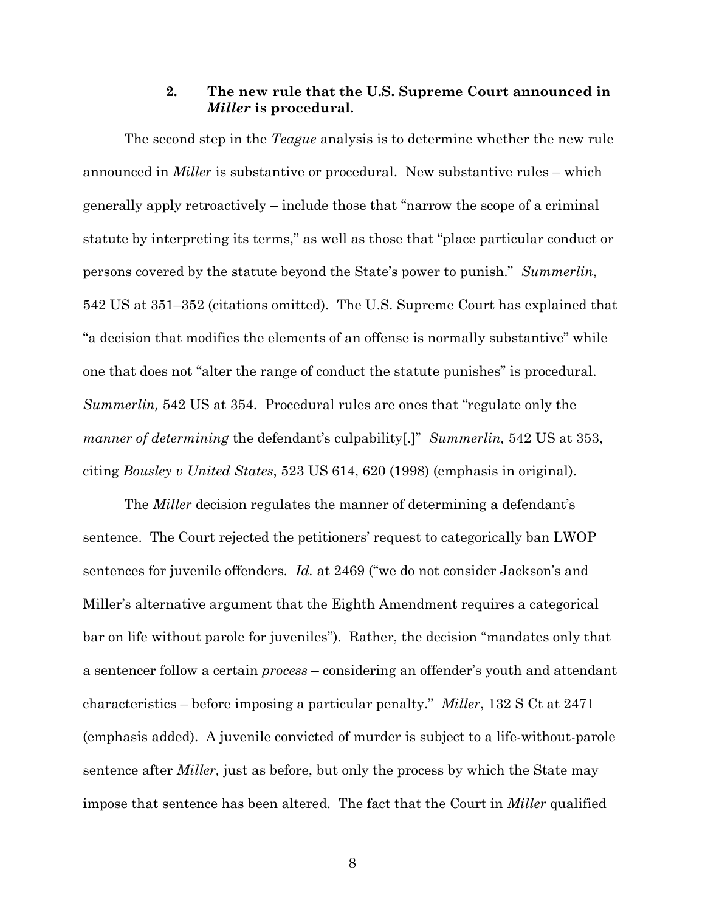### 2. The new rule that the U.S. Supreme Court announced in *Miller* is procedural.

The second step in the *Teague* analysis is to determine whether the new rule announced in *Miller* is substantive or procedural. New substantive rules – which generally apply retroactively – include those that "narrow the scope of a criminal statute by interpreting its terms," as well as those that "place particular conduct or persons covered by the statute beyond the State's power to punish." *Summerlin*, 542 US at 351–352 (citations omitted). The U.S. Supreme Court has explained that "a decision that modifies the elements of an offense is normally substantive" while one that does not "alter the range of conduct the statute punishes" is procedural. *Summerlin,* 542 US at 354. Procedural rules are ones that "regulate only the *manner of determining* the defendant's culpability[.]" *Summerlin,* 542 US at 353, citing *Bousley v United States*, 523 US 614, 620 (1998) (emphasis in original).

The *Miller* decision regulates the manner of determining a defendant's sentence. The Court rejected the petitioners' request to categorically ban LWOP sentences for juvenile offenders. *Id.* at 2469 ("we do not consider Jackson's and Miller's alternative argument that the Eighth Amendment requires a categorical bar on life without parole for juveniles"). Rather, the decision "mandates only that a sentencer follow a certain *process* – considering an offender's youth and attendant characteristics – before imposing a particular penalty." *Miller*, 132 S Ct at 2471 (emphasis added). A juvenile convicted of murder is subject to a life-without-parole sentence after *Miller,* just as before, but only the process by which the State may impose that sentence has been altered. The fact that the Court in *Miller* qualified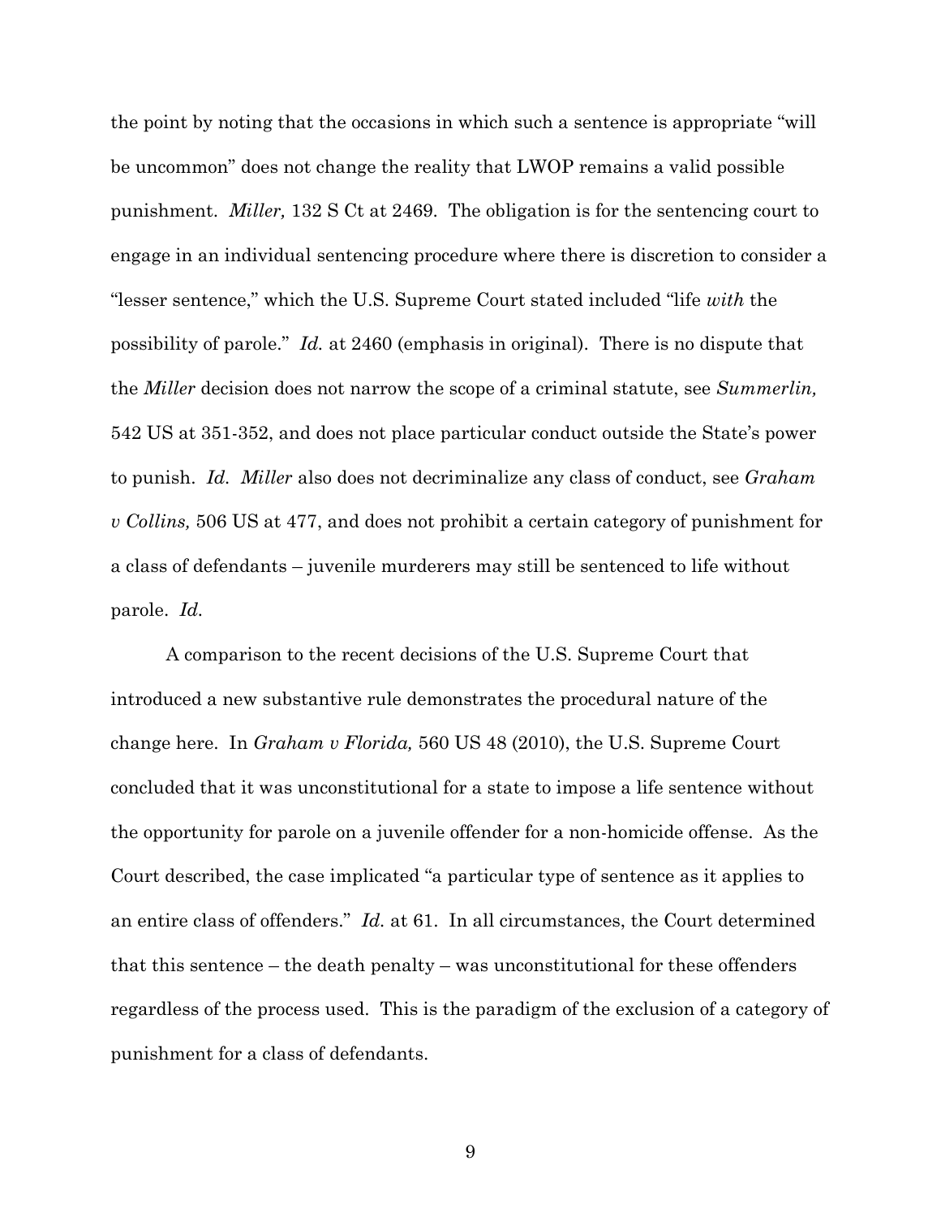the point by noting that the occasions in which such a sentence is appropriate "will be uncommon" does not change the reality that LWOP remains a valid possible punishment. *Miller,* 132 S Ct at 2469. The obligation is for the sentencing court to engage in an individual sentencing procedure where there is discretion to consider a "lesser sentence," which the U.S. Supreme Court stated included "life *with* the possibility of parole." *Id.* at 2460 (emphasis in original). There is no dispute that the *Miller* decision does not narrow the scope of a criminal statute, see *Summerlin,* 542 US at 351-352, and does not place particular conduct outside the State's power to punish. *Id. Miller* also does not decriminalize any class of conduct, see *Graham v Collins,* 506 US at 477, and does not prohibit a certain category of punishment for a class of defendants – juvenile murderers may still be sentenced to life without parole. *Id.*

A comparison to the recent decisions of the U.S. Supreme Court that introduced a new substantive rule demonstrates the procedural nature of the change here. In *Graham v Florida,* 560 US 48 (2010), the U.S. Supreme Court concluded that it was unconstitutional for a state to impose a life sentence without the opportunity for parole on a juvenile offender for a non-homicide offense. As the Court described, the case implicated "a particular type of sentence as it applies to an entire class of offenders." *Id.* at 61. In all circumstances, the Court determined that this sentence – the death penalty – was unconstitutional for these offenders regardless of the process used. This is the paradigm of the exclusion of a category of punishment for a class of defendants.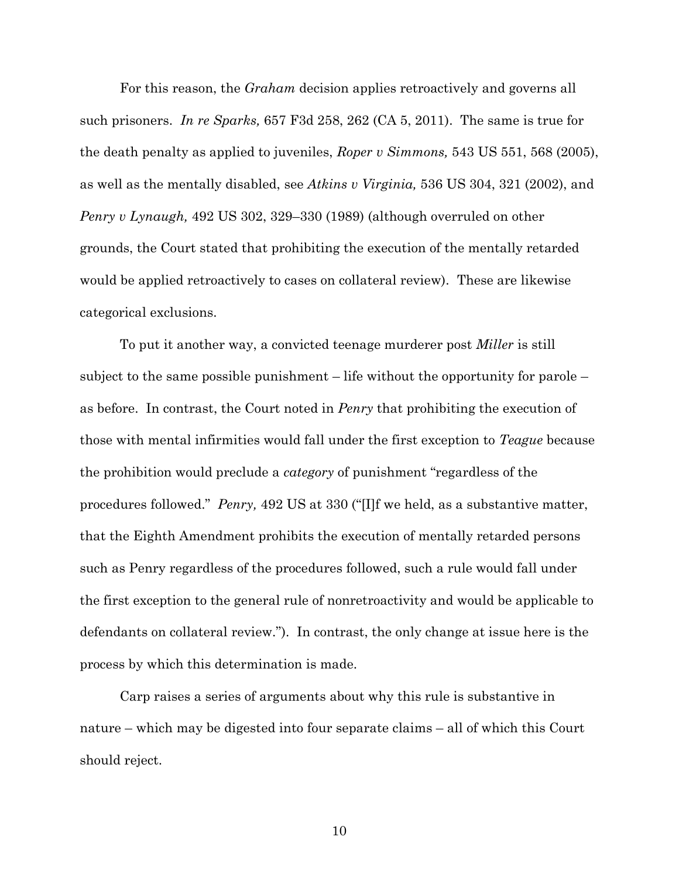For this reason, the *Graham* decision applies retroactively and governs all such prisoners. *In re Sparks,* 657 F3d 258, 262 (CA 5, 2011). The same is true for the death penalty as applied to juveniles, *Roper v Simmons,* 543 US 551, 568 (2005), as well as the mentally disabled, see *Atkins v Virginia,* 536 US 304, 321 (2002), and *Penry v Lynaugh,* 492 US 302, 329–330 (1989) (although overruled on other grounds, the Court stated that prohibiting the execution of the mentally retarded would be applied retroactively to cases on collateral review). These are likewise categorical exclusions.

To put it another way, a convicted teenage murderer post *Miller* is still subject to the same possible punishment – life without the opportunity for parole – as before. In contrast, the Court noted in *Penry* that prohibiting the execution of those with mental infirmities would fall under the first exception to *Teague* because the prohibition would preclude a *category* of punishment "regardless of the procedures followed." *Penry,* 492 US at 330 ("[I]f we held, as a substantive matter, that the Eighth Amendment prohibits the execution of mentally retarded persons such as Penry regardless of the procedures followed, such a rule would fall under the first exception to the general rule of nonretroactivity and would be applicable to defendants on collateral review."). In contrast, the only change at issue here is the process by which this determination is made.

Carp raises a series of arguments about why this rule is substantive in nature – which may be digested into four separate claims – all of which this Court should reject.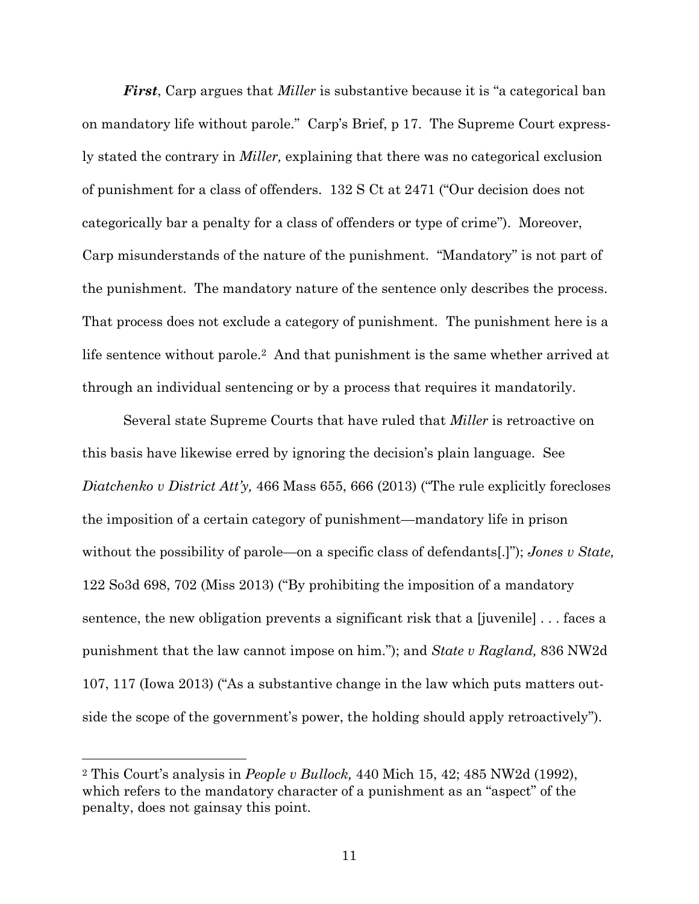***First***, Carp argues that *Miller* is substantive because it is "a categorical ban on mandatory life without parole." Carp's Brief, p 17. The Supreme Court expressly stated the contrary in *Miller,* explaining that there was no categorical exclusion of punishment for a class of offenders. 132 S Ct at 2471 ("Our decision does not categorically bar a penalty for a class of offenders or type of crime"). Moreover, Carp misunderstands of the nature of the punishment. "Mandatory" is not part of the punishment. The mandatory nature of the sentence only describes the process. That process does not exclude a category of punishment. The punishment here is a life sentence without parole.[2] And that punishment is the same whether arrived at through an individual sentencing or by a process that requires it mandatorily.

Several state Supreme Courts that have ruled that *Miller* is retroactive on this basis have likewise erred by ignoring the decision's plain language. See *Diatchenko v District Att'y,* 466 Mass 655, 666 (2013) ("The rule explicitly forecloses the imposition of a certain category of punishment—mandatory life in prison without the possibility of parole—on a specific class of defendants[.]"); *Jones v State,* 122 So3d 698, 702 (Miss 2013) ("By prohibiting the imposition of a mandatory sentence, the new obligation prevents a significant risk that a [juvenile] . . . faces a punishment that the law cannot impose on him."); and *State v Ragland,* 836 NW2d 107, 117 (Iowa 2013) ("As a substantive change in the law which puts matters outside the scope of the government's power, the holding should apply retroactively").

---

[2] This Court's analysis in *People v Bullock,* 440 Mich 15, 42; 485 NW2d (1992), which refers to the mandatory character of a punishment as an "aspect" of the penalty, does not gainsay this point.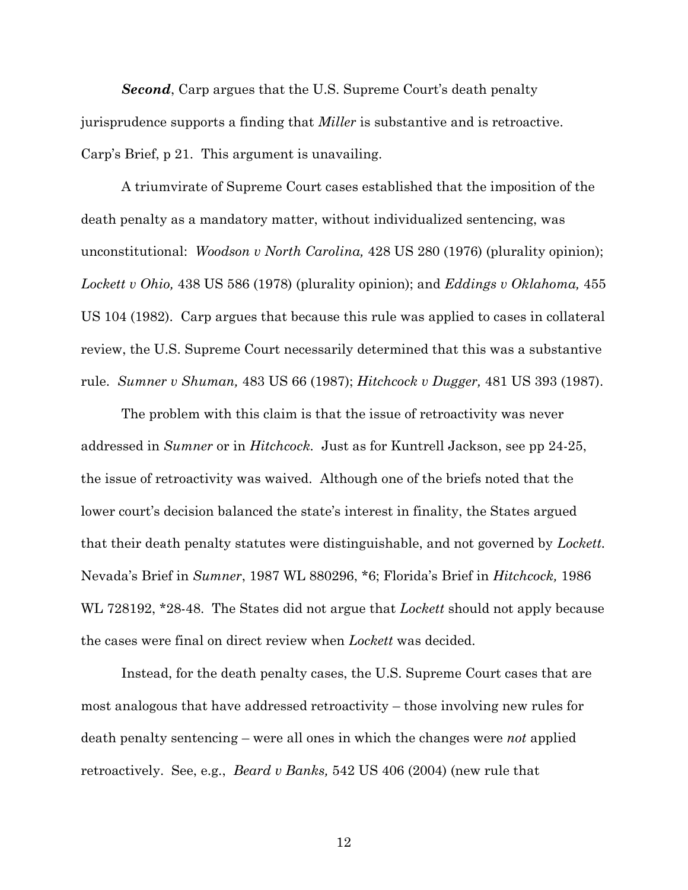***Second***, Carp argues that the U.S. Supreme Court's death penalty jurisprudence supports a finding that *Miller* is substantive and is retroactive. Carp's Brief, p 21. This argument is unavailing.

A triumvirate of Supreme Court cases established that the imposition of the death penalty as a mandatory matter, without individualized sentencing, was unconstitutional: *Woodson v North Carolina,* 428 US 280 (1976) (plurality opinion); *Lockett v Ohio,* 438 US 586 (1978) (plurality opinion); and *Eddings v Oklahoma,* 455 US 104 (1982). Carp argues that because this rule was applied to cases in collateral review, the U.S. Supreme Court necessarily determined that this was a substantive rule. *Sumner v Shuman,* 483 US 66 (1987); *Hitchcock v Dugger,* 481 US 393 (1987).

The problem with this claim is that the issue of retroactivity was never addressed in *Sumner* or in *Hitchcock.* Just as for Kuntrell Jackson, see pp 24-25, the issue of retroactivity was waived. Although one of the briefs noted that the lower court's decision balanced the state's interest in finality, the States argued that their death penalty statutes were distinguishable, and not governed by *Lockett.* Nevada's Brief in *Sumner*, 1987 WL 880296, *6; Florida's Brief in *Hitchcock,* 1986 WL 728192, *28-48. The States did not argue that *Lockett* should not apply because the cases were final on direct review when *Lockett* was decided.

Instead, for the death penalty cases, the U.S. Supreme Court cases that are most analogous that have addressed retroactivity – those involving new rules for death penalty sentencing – were all ones in which the changes were *not* applied retroactively. See, e.g., *Beard v Banks,* 542 US 406 (2004) (new rule that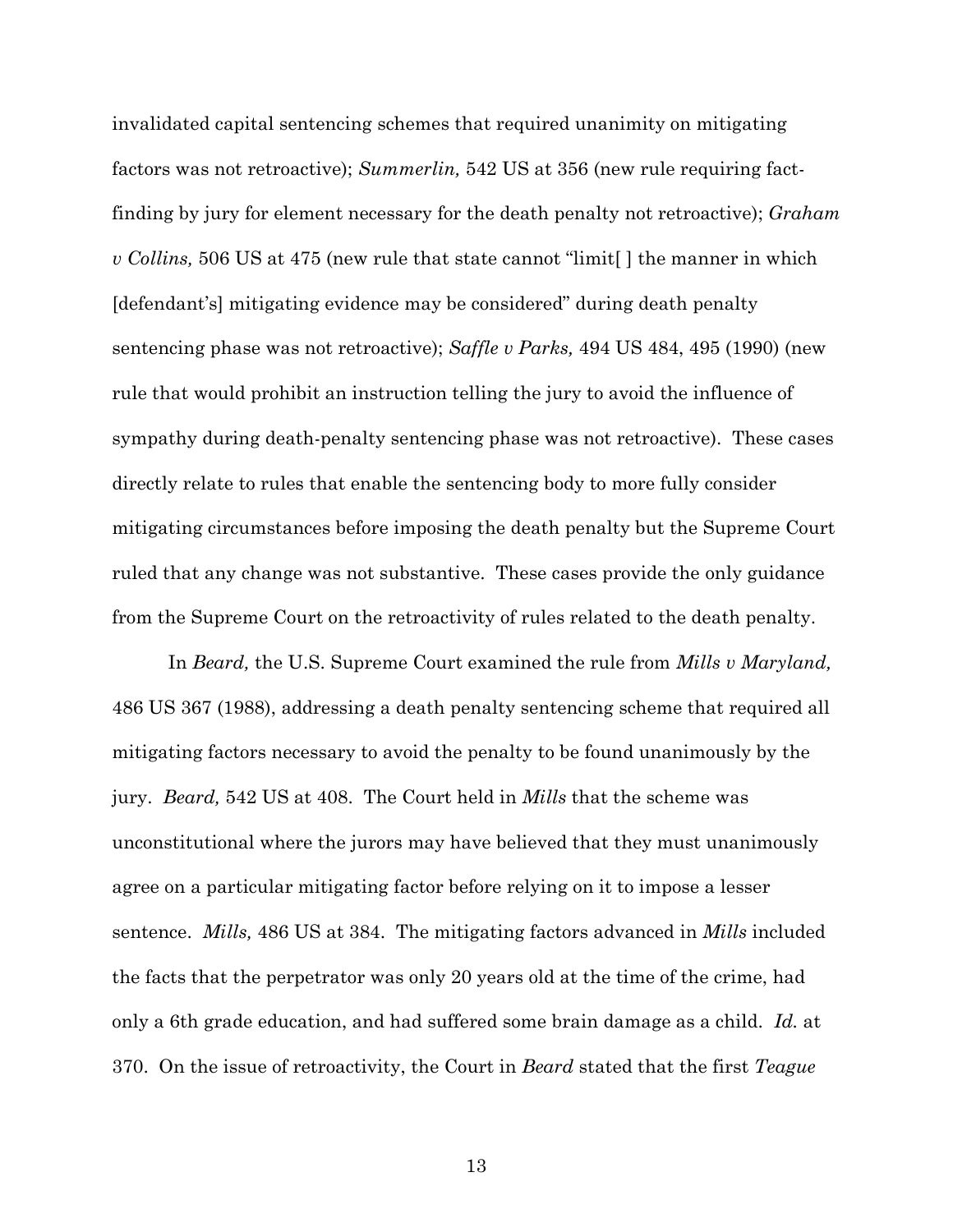invalidated capital sentencing schemes that required unanimity on mitigating factors was not retroactive); *Summerlin,* 542 US at 356 (new rule requiring fact-finding by jury for element necessary for the death penalty not retroactive); *Graham v Collins,* 506 US at 475 (new rule that state cannot "limit[ ] the manner in which [defendant's] mitigating evidence may be considered" during death penalty sentencing phase was not retroactive); *Saffle v Parks,* 494 US 484, 495 (1990) (new rule that would prohibit an instruction telling the jury to avoid the influence of sympathy during death-penalty sentencing phase was not retroactive). These cases directly relate to rules that enable the sentencing body to more fully consider mitigating circumstances before imposing the death penalty but the Supreme Court ruled that any change was not substantive. These cases provide the only guidance from the Supreme Court on the retroactivity of rules related to the death penalty.

In *Beard,* the U.S. Supreme Court examined the rule from *Mills v Maryland,* 486 US 367 (1988), addressing a death penalty sentencing scheme that required all mitigating factors necessary to avoid the penalty to be found unanimously by the jury. *Beard,* 542 US at 408. The Court held in *Mills* that the scheme was unconstitutional where the jurors may have believed that they must unanimously agree on a particular mitigating factor before relying on it to impose a lesser sentence. *Mills,* 486 US at 384. The mitigating factors advanced in *Mills* included the facts that the perpetrator was only 20 years old at the time of the crime, had only a 6th grade education, and had suffered some brain damage as a child. *Id.* at 370. On the issue of retroactivity, the Court in *Beard* stated that the first *Teague*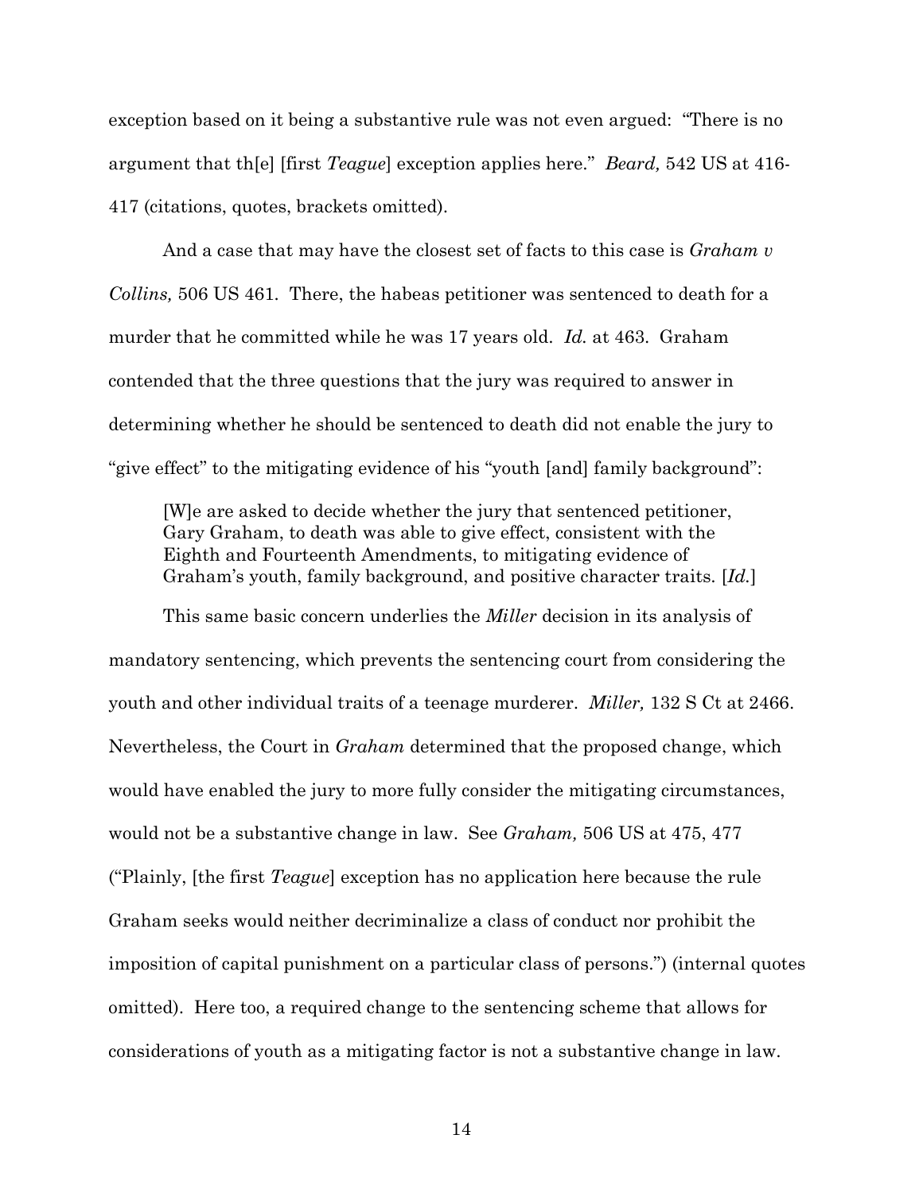exception based on it being a substantive rule was not even argued: "There is no argument that th[e] [first *Teague*] exception applies here." *Beard,* 542 US at 416-417 (citations, quotes, brackets omitted).

And a case that may have the closest set of facts to this case is *Graham v Collins,* 506 US 461. There, the habeas petitioner was sentenced to death for a murder that he committed while he was 17 years old. *Id.* at 463. Graham contended that the three questions that the jury was required to answer in determining whether he should be sentenced to death did not enable the jury to "give effect" to the mitigating evidence of his "youth [and] family background":

> [W]e are asked to decide whether the jury that sentenced petitioner, Gary Graham, to death was able to give effect, consistent with the Eighth and Fourteenth Amendments, to mitigating evidence of Graham's youth, family background, and positive character traits. [*Id.*]

This same basic concern underlies the *Miller* decision in its analysis of mandatory sentencing, which prevents the sentencing court from considering the youth and other individual traits of a teenage murderer. *Miller,* 132 S Ct at 2466. Nevertheless, the Court in *Graham* determined that the proposed change, which would have enabled the jury to more fully consider the mitigating circumstances, would not be a substantive change in law. See *Graham,* 506 US at 475, 477 ("Plainly, [the first *Teague*] exception has no application here because the rule Graham seeks would neither decriminalize a class of conduct nor prohibit the imposition of capital punishment on a particular class of persons.") (internal quotes omitted). Here too, a required change to the sentencing scheme that allows for considerations of youth as a mitigating factor is not a substantive change in law.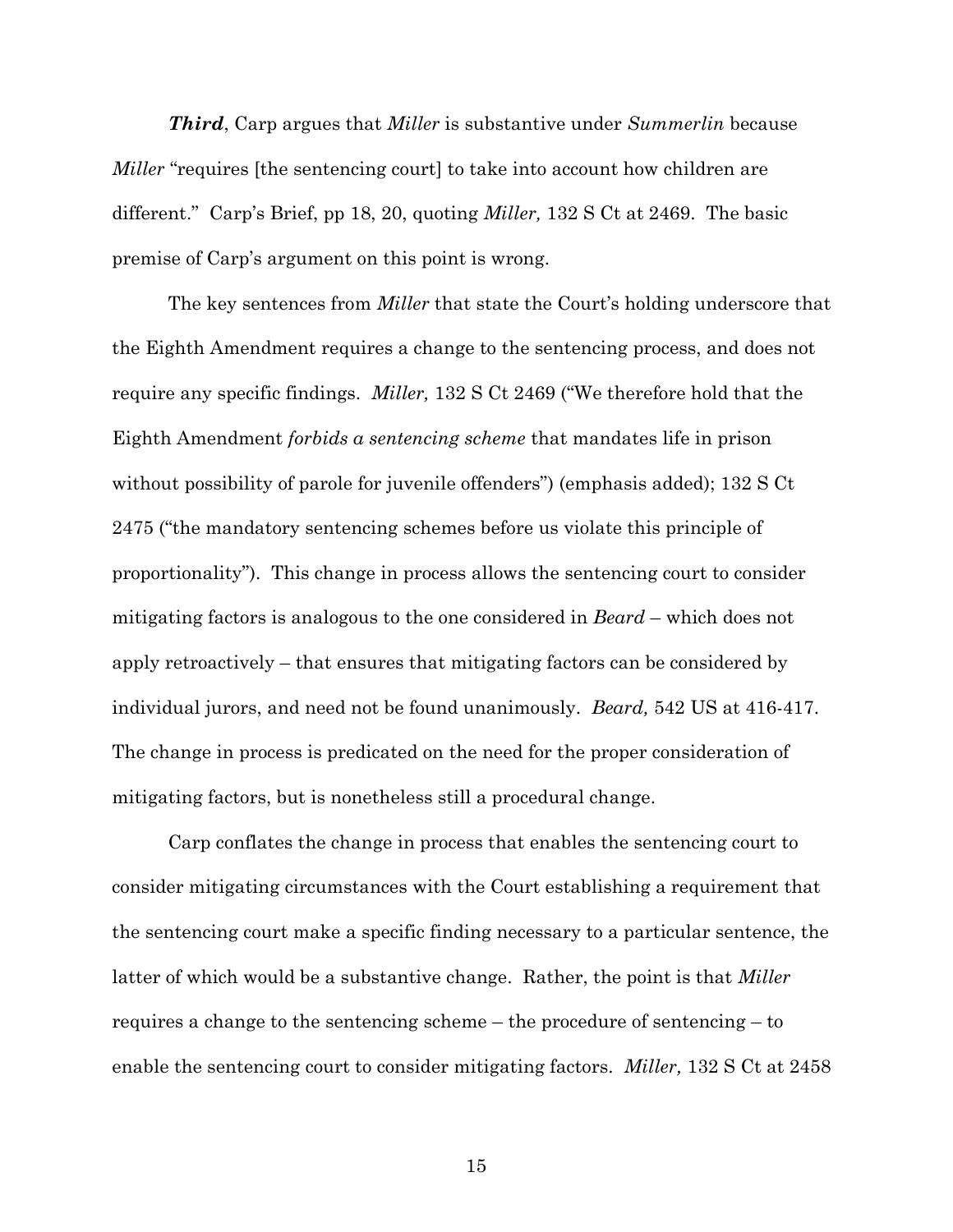***Third***, Carp argues that *Miller* is substantive under *Summerlin* because *Miller* "requires [the sentencing court] to take into account how children are different." Carp's Brief, pp 18, 20, quoting *Miller,* 132 S Ct at 2469. The basic premise of Carp's argument on this point is wrong.

The key sentences from *Miller* that state the Court's holding underscore that the Eighth Amendment requires a change to the sentencing process, and does not require any specific findings. *Miller,* 132 S Ct 2469 ("We therefore hold that the Eighth Amendment *forbids a sentencing scheme* that mandates life in prison without possibility of parole for juvenile offenders") (emphasis added); 132 S Ct 2475 ("the mandatory sentencing schemes before us violate this principle of proportionality"). This change in process allows the sentencing court to consider mitigating factors is analogous to the one considered in *Beard* – which does not apply retroactively – that ensures that mitigating factors can be considered by individual jurors, and need not be found unanimously. *Beard,* 542 US at 416-417. The change in process is predicated on the need for the proper consideration of mitigating factors, but is nonetheless still a procedural change.

Carp conflates the change in process that enables the sentencing court to consider mitigating circumstances with the Court establishing a requirement that the sentencing court make a specific finding necessary to a particular sentence, the latter of which would be a substantive change. Rather, the point is that *Miller* requires a change to the sentencing scheme – the procedure of sentencing – to enable the sentencing court to consider mitigating factors. *Miller,* 132 S Ct at 2458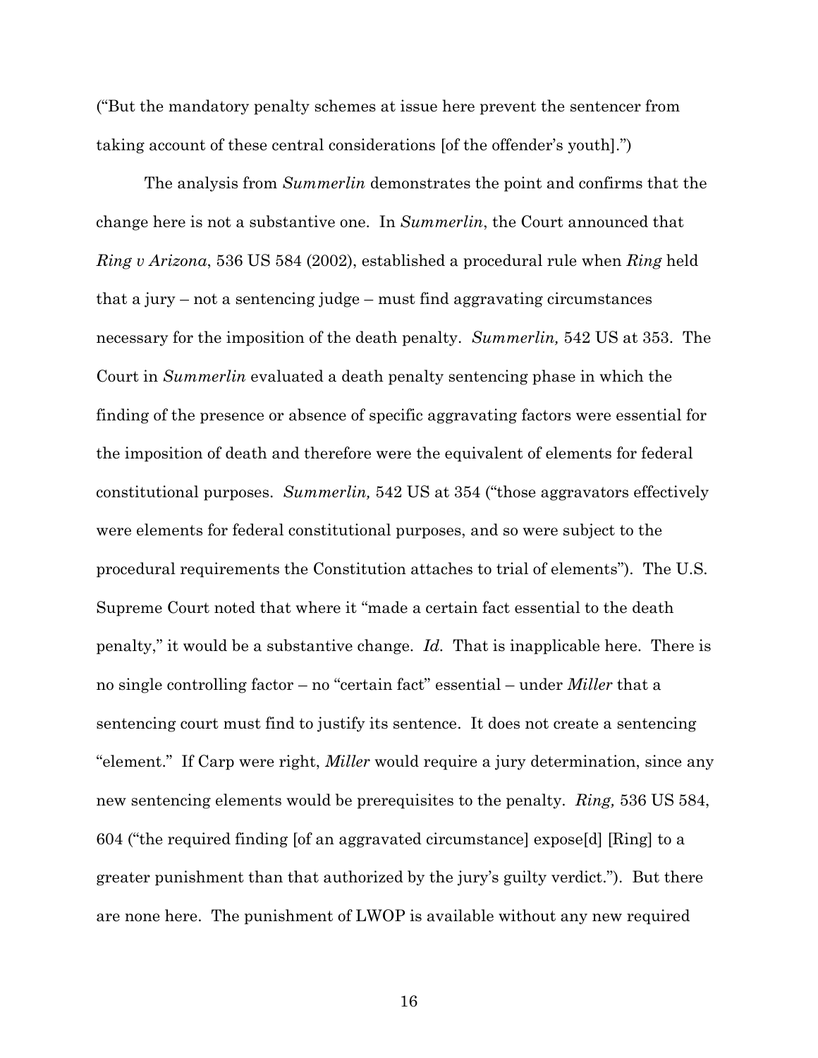("But the mandatory penalty schemes at issue here prevent the sentencer from taking account of these central considerations [of the offender's youth].")

The analysis from *Summerlin* demonstrates the point and confirms that the change here is not a substantive one. In *Summerlin*, the Court announced that *Ring v Arizona*, 536 US 584 (2002), established a procedural rule when *Ring* held that a jury – not a sentencing judge – must find aggravating circumstances necessary for the imposition of the death penalty. *Summerlin,* 542 US at 353. The Court in *Summerlin* evaluated a death penalty sentencing phase in which the finding of the presence or absence of specific aggravating factors were essential for the imposition of death and therefore were the equivalent of elements for federal constitutional purposes. *Summerlin,* 542 US at 354 ("those aggravators effectively were elements for federal constitutional purposes, and so were subject to the procedural requirements the Constitution attaches to trial of elements"). The U.S. Supreme Court noted that where it "made a certain fact essential to the death penalty," it would be a substantive change. *Id.* That is inapplicable here. There is no single controlling factor – no "certain fact" essential – under *Miller* that a sentencing court must find to justify its sentence. It does not create a sentencing "element." If Carp were right, *Miller* would require a jury determination, since any new sentencing elements would be prerequisites to the penalty. *Ring,* 536 US 584, 604 ("the required finding [of an aggravated circumstance] expose[d] [Ring] to a greater punishment than that authorized by the jury's guilty verdict."). But there are none here. The punishment of LWOP is available without any new required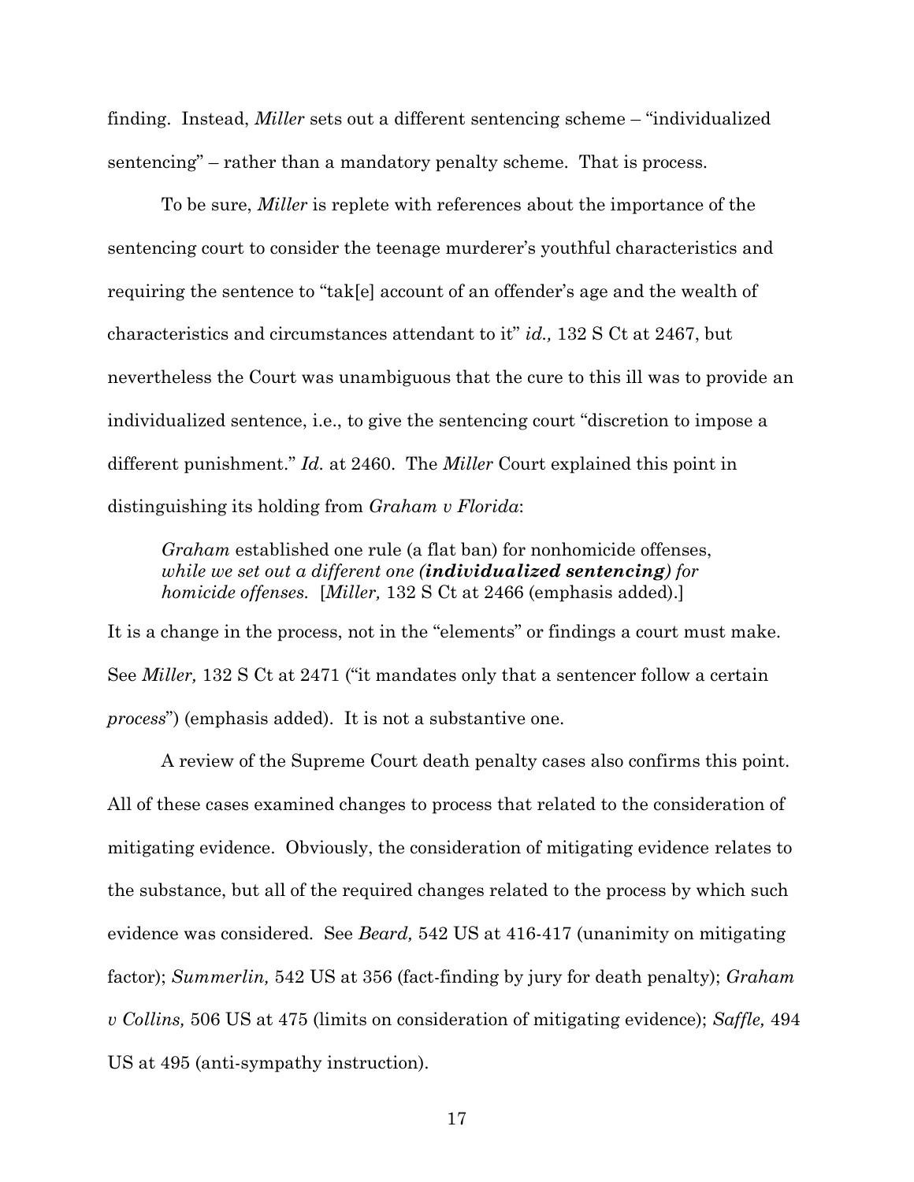finding. Instead, *Miller* sets out a different sentencing scheme – "individualized sentencing" – rather than a mandatory penalty scheme. That is process.

To be sure, *Miller* is replete with references about the importance of the sentencing court to consider the teenage murderer's youthful characteristics and requiring the sentence to "tak[e] account of an offender's age and the wealth of characteristics and circumstances attendant to it" *id.,* 132 S Ct at 2467, but nevertheless the Court was unambiguous that the cure to this ill was to provide an individualized sentence, i.e., to give the sentencing court "discretion to impose a different punishment." *Id.* at 2460. The *Miller* Court explained this point in distinguishing its holding from *Graham v Florida*:

> *Graham* established one rule (a flat ban) for nonhomicide offenses, *while we set out a different one **(individualized sentencing)** for homicide offenses.* [*Miller,* 132 S Ct at 2466 (emphasis added).]

It is a change in the process, not in the "elements" or findings a court must make. See *Miller,* 132 S Ct at 2471 ("it mandates only that a sentencer follow a certain *process*") (emphasis added). It is not a substantive one.

A review of the Supreme Court death penalty cases also confirms this point. All of these cases examined changes to process that related to the consideration of mitigating evidence. Obviously, the consideration of mitigating evidence relates to the substance, but all of the required changes related to the process by which such evidence was considered. See *Beard,* 542 US at 416-417 (unanimity on mitigating factor); *Summerlin,* 542 US at 356 (fact-finding by jury for death penalty); *Graham v Collins,* 506 US at 475 (limits on consideration of mitigating evidence); *Saffle,* 494 US at 495 (anti-sympathy instruction).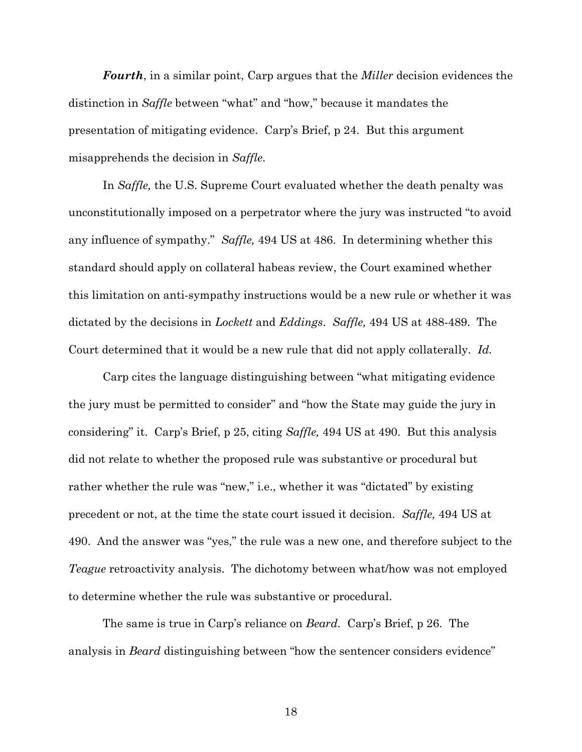***Fourth***, in a similar point, Carp argues that the *Miller* decision evidences the distinction in *Saffle* between "what" and "how," because it mandates the presentation of mitigating evidence. Carp's Brief, p 24. But this argument misapprehends the decision in *Saffle*.

In *Saffle,* the U.S. Supreme Court evaluated whether the death penalty was unconstitutionally imposed on a perpetrator where the jury was instructed "to avoid any influence of sympathy." *Saffle,* 494 US at 486. In determining whether this standard should apply on collateral habeas review, the Court examined whether this limitation on anti-sympathy instructions would be a new rule or whether it was dictated by the decisions in *Lockett* and *Eddings*. *Saffle,* 494 US at 488-489. The Court determined that it would be a new rule that did not apply collaterally. *Id.*

Carp cites the language distinguishing between "what mitigating evidence the jury must be permitted to consider" and "how the State may guide the jury in considering" it. Carp's Brief, p 25, citing *Saffle,* 494 US at 490. But this analysis did not relate to whether the proposed rule was substantive or procedural but rather whether the rule was "new," i.e., whether it was "dictated" by existing precedent or not, at the time the state court issued it decision. *Saffle,* 494 US at 490. And the answer was "yes," the rule was a new one, and therefore subject to the *Teague* retroactivity analysis. The dichotomy between what/how was not employed to determine whether the rule was substantive or procedural.

The same is true in Carp's reliance on *Beard*. Carp's Brief, p 26. The analysis in *Beard* distinguishing between "how the sentencer considers evidence"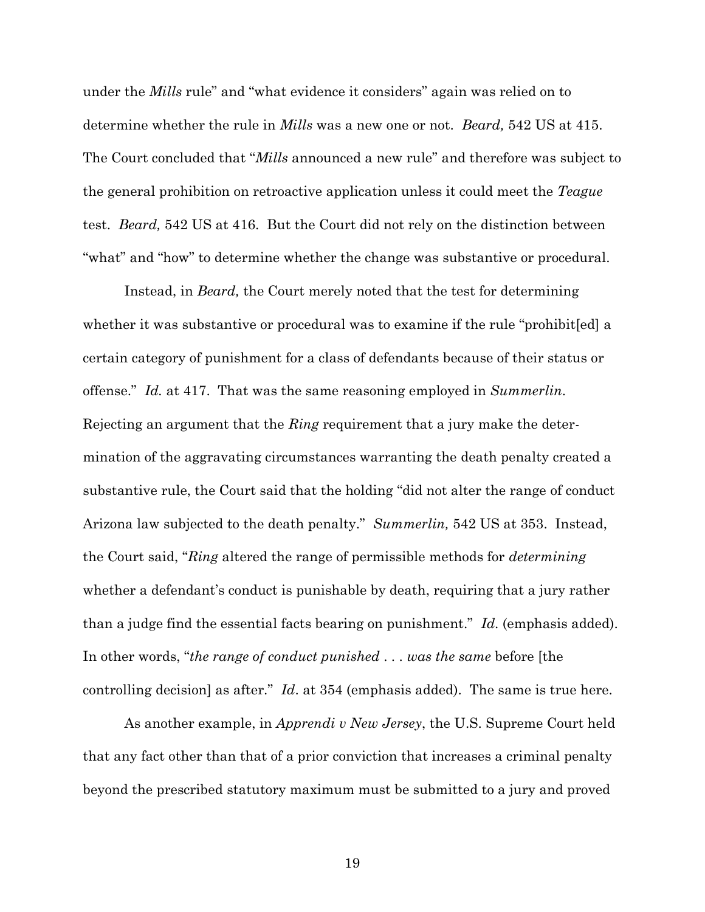under the *Mills* rule" and "what evidence it considers" again was relied on to determine whether the rule in *Mills* was a new one or not. *Beard,* 542 US at 415. The Court concluded that "*Mills* announced a new rule" and therefore was subject to the general prohibition on retroactive application unless it could meet the *Teague* test. *Beard,* 542 US at 416. But the Court did not rely on the distinction between "what" and "how" to determine whether the change was substantive or procedural.

Instead, in *Beard,* the Court merely noted that the test for determining whether it was substantive or procedural was to examine if the rule "prohibit[ed] a certain category of punishment for a class of defendants because of their status or offense." *Id.* at 417. That was the same reasoning employed in *Summerlin*. Rejecting an argument that the *Ring* requirement that a jury make the determination of the aggravating circumstances warranting the death penalty created a substantive rule, the Court said that the holding "did not alter the range of conduct Arizona law subjected to the death penalty." *Summerlin,* 542 US at 353. Instead, the Court said, "*Ring* altered the range of permissible methods for *determining* whether a defendant's conduct is punishable by death, requiring that a jury rather than a judge find the essential facts bearing on punishment." *Id.* (emphasis added). In other words, "*the range of conduct punished . . . was the same* before [the controlling decision] as after." *Id*. at 354 (emphasis added). The same is true here.

As another example, in *Apprendi v New Jersey*, the U.S. Supreme Court held that any fact other than that of a prior conviction that increases a criminal penalty beyond the prescribed statutory maximum must be submitted to a jury and proved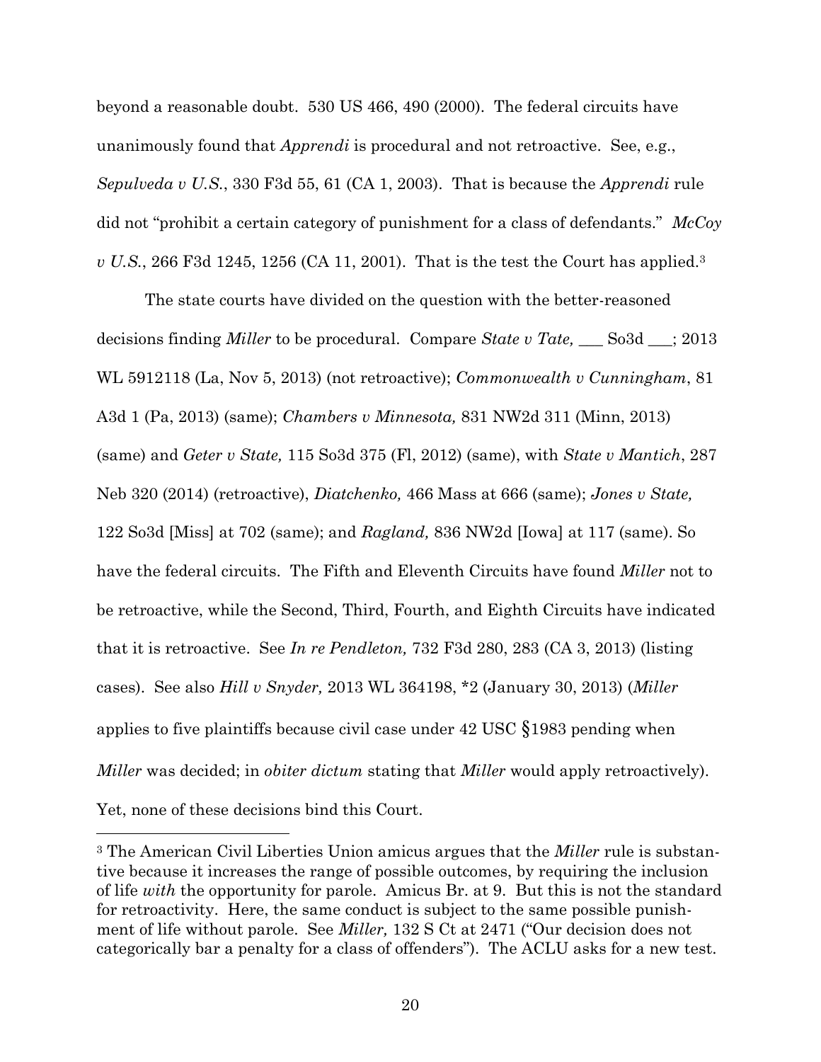beyond a reasonable doubt. 530 US 466, 490 (2000). The federal circuits have unanimously found that *Apprendi* is procedural and not retroactive. See, e.g., *Sepulveda v U.S.*, 330 F3d 55, 61 (CA 1, 2003). That is because the *Apprendi* rule did not "prohibit a certain category of punishment for a class of defendants." *McCoy v U.S.*, 266 F3d 1245, 1256 (CA 11, 2001). That is the test the Court has applied.[3]

The state courts have divided on the question with the better-reasoned decisions finding *Miller* to be procedural. Compare *State v Tate,* ___ So3d ___; 2013 WL 5912118 (La, Nov 5, 2013) (not retroactive); *Commonwealth v Cunningham*, 81 A3d 1 (Pa, 2013) (same); *Chambers v Minnesota,* 831 NW2d 311 (Minn, 2013) (same) and *Geter v State,* 115 So3d 375 (Fl, 2012) (same), with *State v Mantich*, 287 Neb 320 (2014) (retroactive), *Diatchenko,* 466 Mass at 666 (same); *Jones v State,* 122 So3d [Miss] at 702 (same); and *Ragland,* 836 NW2d [Iowa] at 117 (same). So have the federal circuits. The Fifth and Eleventh Circuits have found *Miller* not to be retroactive, while the Second, Third, Fourth, and Eighth Circuits have indicated that it is retroactive. See *In re Pendleton,* 732 F3d 280, 283 (CA 3, 2013) (listing cases). See also *Hill v Snyder,* 2013 WL 364198, *2 (January 30, 2013) (*Miller* applies to five plaintiffs because civil case under 42 USC §1983 pending when *Miller* was decided; in *obiter dictum* stating that *Miller* would apply retroactively). Yet, none of these decisions bind this Court.

---

[3] The American Civil Liberties Union amicus argues that the *Miller* rule is substantive because it increases the range of possible outcomes, by requiring the inclusion of life *with* the opportunity for parole. Amicus Br. at 9. But this is not the standard for retroactivity. Here, the same conduct is subject to the same possible punishment of life without parole. See *Miller,* 132 S Ct at 2471 ("Our decision does not categorically bar a penalty for a class of offenders"). The ACLU asks for a new test.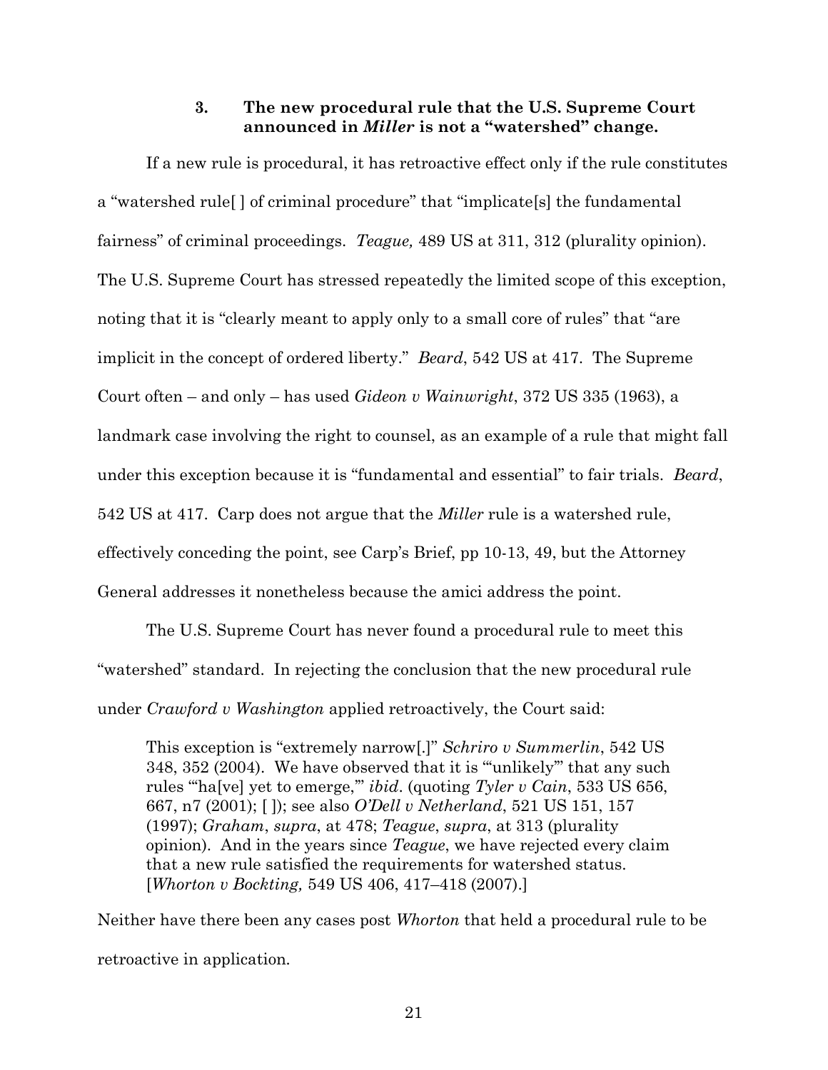### 3. The new procedural rule that the U.S. Supreme Court announced in *Miller* is not a "watershed" change.

If a new rule is procedural, it has retroactive effect only if the rule constitutes a "watershed rule[ ] of criminal procedure" that "implicate[s] the fundamental fairness" of criminal proceedings. *Teague,* 489 US at 311, 312 (plurality opinion). The U.S. Supreme Court has stressed repeatedly the limited scope of this exception, noting that it is "clearly meant to apply only to a small core of rules" that "are implicit in the concept of ordered liberty." *Beard*, 542 US at 417. The Supreme Court often – and only – has used *Gideon v Wainwright*, 372 US 335 (1963), a landmark case involving the right to counsel, as an example of a rule that might fall under this exception because it is "fundamental and essential" to fair trials. *Beard*, 542 US at 417. Carp does not argue that the *Miller* rule is a watershed rule, effectively conceding the point, see Carp's Brief, pp 10-13, 49, but the Attorney General addresses it nonetheless because the amici address the point.

The U.S. Supreme Court has never found a procedural rule to meet this "watershed" standard. In rejecting the conclusion that the new procedural rule under *Crawford v Washington* applied retroactively, the Court said:

> This exception is "extremely narrow[.]" *Schriro v Summerlin*, 542 US 348, 352 (2004). We have observed that it is "'unlikely'" that any such rules "'ha[ve] yet to emerge,'" *ibid*. (quoting *Tyler v Cain*, 533 US 656, 667, n7 (2001); [ ]); see also *O'Dell v Netherland*, 521 US 151, 157 (1997); *Graham*, *supra*, at 478; *Teague*, *supra*, at 313 (plurality opinion). And in the years since *Teague*, we have rejected every claim that a new rule satisfied the requirements for watershed status. [*Whorton v Bockting,* 549 US 406, 417–418 (2007).]

Neither have there been any cases post *Whorton* that held a procedural rule to be retroactive in application.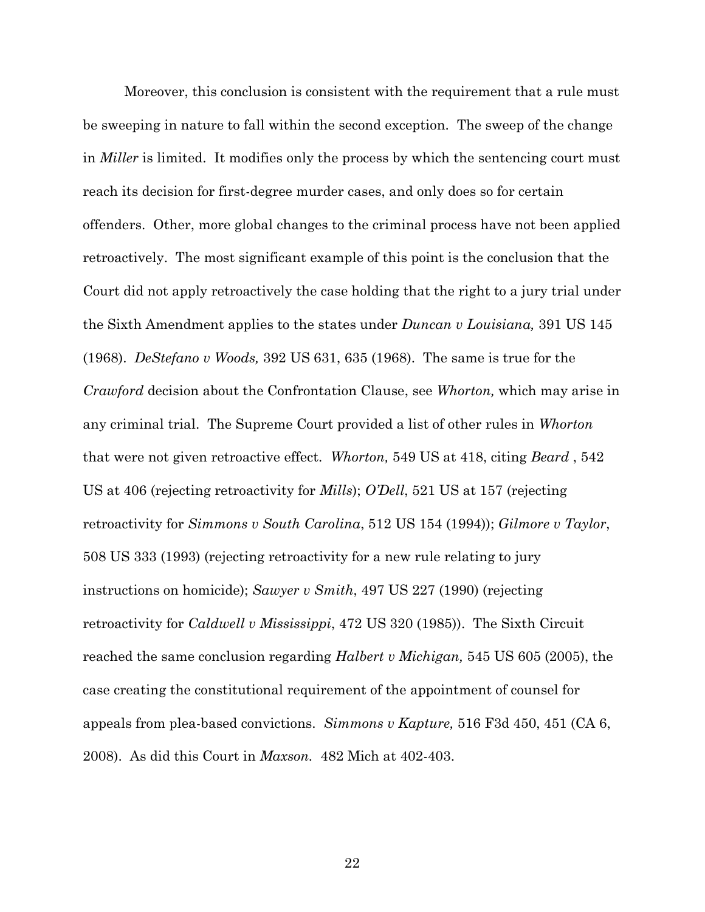Moreover, this conclusion is consistent with the requirement that a rule must be sweeping in nature to fall within the second exception. The sweep of the change in *Miller* is limited. It modifies only the process by which the sentencing court must reach its decision for first-degree murder cases, and only does so for certain offenders. Other, more global changes to the criminal process have not been applied retroactively. The most significant example of this point is the conclusion that the Court did not apply retroactively the case holding that the right to a jury trial under the Sixth Amendment applies to the states under *Duncan v Louisiana,* 391 US 145 (1968). *DeStefano v Woods,* 392 US 631, 635 (1968). The same is true for the *Crawford* decision about the Confrontation Clause, see *Whorton,* which may arise in any criminal trial. The Supreme Court provided a list of other rules in *Whorton* that were not given retroactive effect. *Whorton,* 549 US at 418, citing *Beard* , 542 US at 406 (rejecting retroactivity for *Mills*); *O'Dell*, 521 US at 157 (rejecting retroactivity for *Simmons v South Carolina*, 512 US 154 (1994)); *Gilmore v Taylor*, 508 US 333 (1993) (rejecting retroactivity for a new rule relating to jury instructions on homicide); *Sawyer v Smith*, 497 US 227 (1990) (rejecting retroactivity for *Caldwell v Mississippi*, 472 US 320 (1985)). The Sixth Circuit reached the same conclusion regarding *Halbert v Michigan,* 545 US 605 (2005), the case creating the constitutional requirement of the appointment of counsel for appeals from plea-based convictions. *Simmons v Kapture,* 516 F3d 450, 451 (CA 6, 2008). As did this Court in *Maxson*. 482 Mich at 402-403.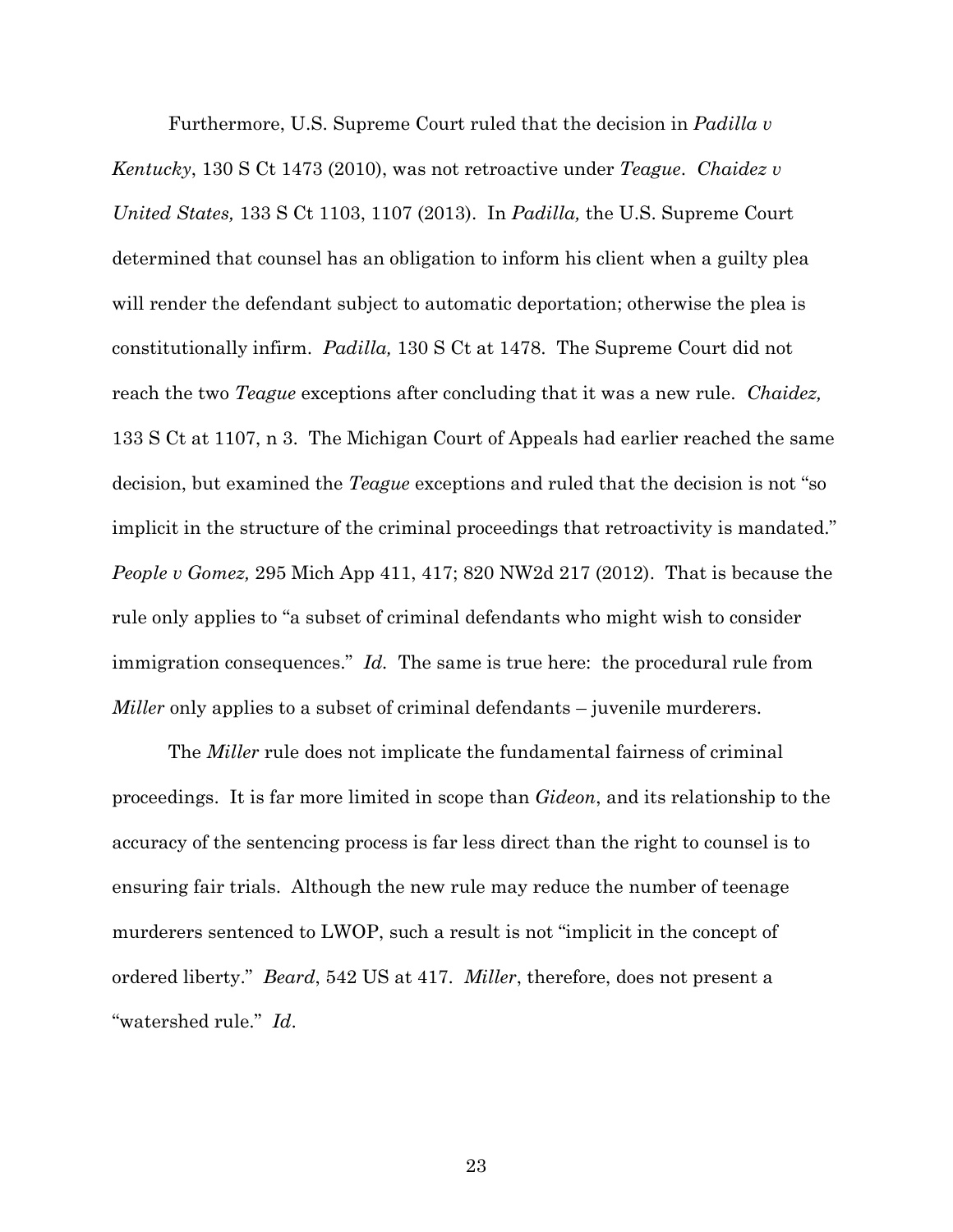Furthermore, U.S. Supreme Court ruled that the decision in *Padilla v Kentucky*, 130 S Ct 1473 (2010), was not retroactive under *Teague*. *Chaidez v United States,* 133 S Ct 1103, 1107 (2013). In *Padilla,* the U.S. Supreme Court determined that counsel has an obligation to inform his client when a guilty plea will render the defendant subject to automatic deportation; otherwise the plea is constitutionally infirm. *Padilla,* 130 S Ct at 1478. The Supreme Court did not reach the two *Teague* exceptions after concluding that it was a new rule. *Chaidez,* 133 S Ct at 1107, n 3. The Michigan Court of Appeals had earlier reached the same decision, but examined the *Teague* exceptions and ruled that the decision is not "so implicit in the structure of the criminal proceedings that retroactivity is mandated." *People v Gomez,* 295 Mich App 411, 417; 820 NW2d 217 (2012). That is because the rule only applies to "a subset of criminal defendants who might wish to consider immigration consequences." *Id.* The same is true here: the procedural rule from *Miller* only applies to a subset of criminal defendants – juvenile murderers.

The *Miller* rule does not implicate the fundamental fairness of criminal proceedings. It is far more limited in scope than *Gideon*, and its relationship to the accuracy of the sentencing process is far less direct than the right to counsel is to ensuring fair trials. Although the new rule may reduce the number of teenage murderers sentenced to LWOP, such a result is not "implicit in the concept of ordered liberty." *Beard*, 542 US at 417. *Miller*, therefore, does not present a "watershed rule." *Id*.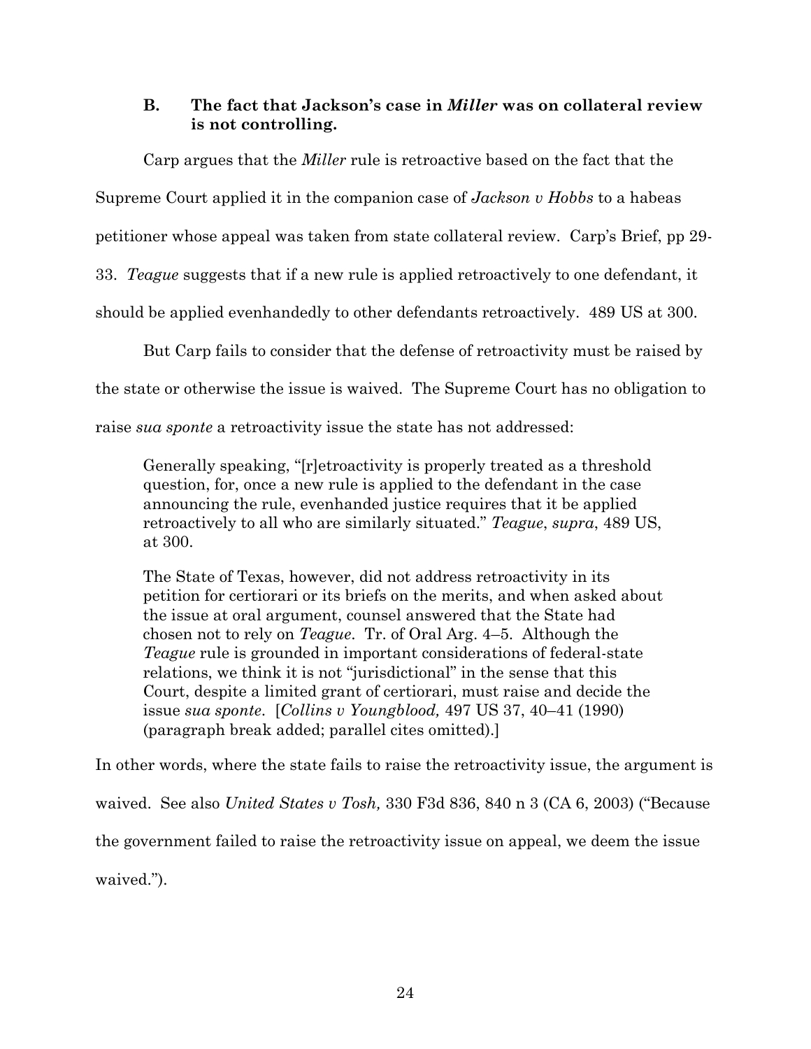### B. The fact that Jackson's case in *Miller* was on collateral review is not controlling.

Carp argues that the *Miller* rule is retroactive based on the fact that the Supreme Court applied it in the companion case of *Jackson v Hobbs* to a habeas petitioner whose appeal was taken from state collateral review. Carp's Brief, pp 29-33. *Teague* suggests that if a new rule is applied retroactively to one defendant, it should be applied evenhandedly to other defendants retroactively. 489 US at 300.

But Carp fails to consider that the defense of retroactivity must be raised by the state or otherwise the issue is waived. The Supreme Court has no obligation to raise *sua sponte* a retroactivity issue the state has not addressed:

> Generally speaking, "[r]etroactivity is properly treated as a threshold question, for, once a new rule is applied to the defendant in the case announcing the rule, evenhanded justice requires that it be applied retroactively to all who are similarly situated." *Teague*, *supra*, 489 US, at 300.
>
> The State of Texas, however, did not address retroactivity in its petition for certiorari or its briefs on the merits, and when asked about the issue at oral argument, counsel answered that the State had chosen not to rely on *Teague*. Tr. of Oral Arg. 4–5. Although the *Teague* rule is grounded in important considerations of federal-state relations, we think it is not "jurisdictional" in the sense that this Court, despite a limited grant of certiorari, must raise and decide the issue *sua sponte*. [*Collins v Youngblood,* 497 US 37, 40–41 (1990) (paragraph break added; parallel cites omitted).]

In other words, where the state fails to raise the retroactivity issue, the argument is waived. See also *United States v Tosh,* 330 F3d 836, 840 n 3 (CA 6, 2003) ("Because the government failed to raise the retroactivity issue on appeal, we deem the issue waived.").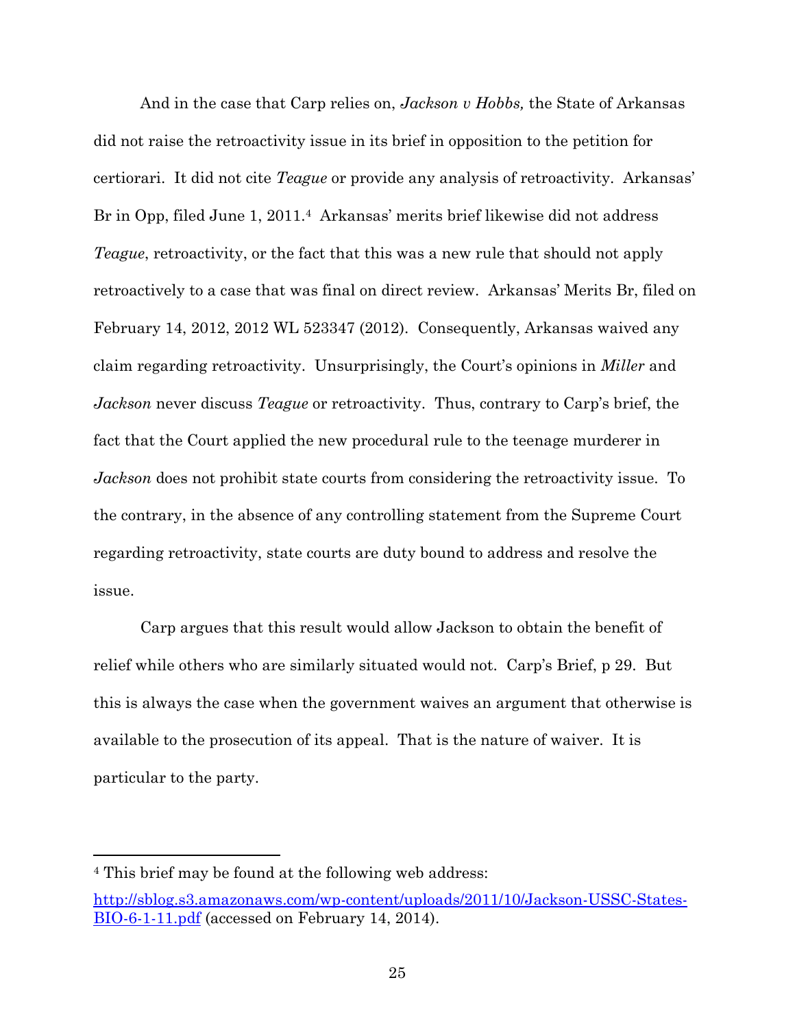And in the case that Carp relies on, *Jackson v Hobbs,* the State of Arkansas did not raise the retroactivity issue in its brief in opposition to the petition for certiorari. It did not cite *Teague* or provide any analysis of retroactivity. Arkansas' Br in Opp, filed June 1, 2011.[4] Arkansas' merits brief likewise did not address *Teague*, retroactivity, or the fact that this was a new rule that should not apply retroactively to a case that was final on direct review. Arkansas' Merits Br, filed on February 14, 2012, 2012 WL 523347 (2012). Consequently, Arkansas waived any claim regarding retroactivity. Unsurprisingly, the Court's opinions in *Miller* and *Jackson* never discuss *Teague* or retroactivity. Thus, contrary to Carp's brief, the fact that the Court applied the new procedural rule to the teenage murderer in *Jackson* does not prohibit state courts from considering the retroactivity issue. To the contrary, in the absence of any controlling statement from the Supreme Court regarding retroactivity, state courts are duty bound to address and resolve the issue.

Carp argues that this result would allow Jackson to obtain the benefit of relief while others who are similarly situated would not. Carp's Brief, p 29. But this is always the case when the government waives an argument that otherwise is available to the prosecution of its appeal. That is the nature of waiver. It is particular to the party.

---

[4] This brief may be found at the following web address: http://sblog.s3.amazonaws.com/wp-content/uploads/2011/10/Jackson-USSC-States-BIO-6-1-11.pdf (accessed on February 14, 2014).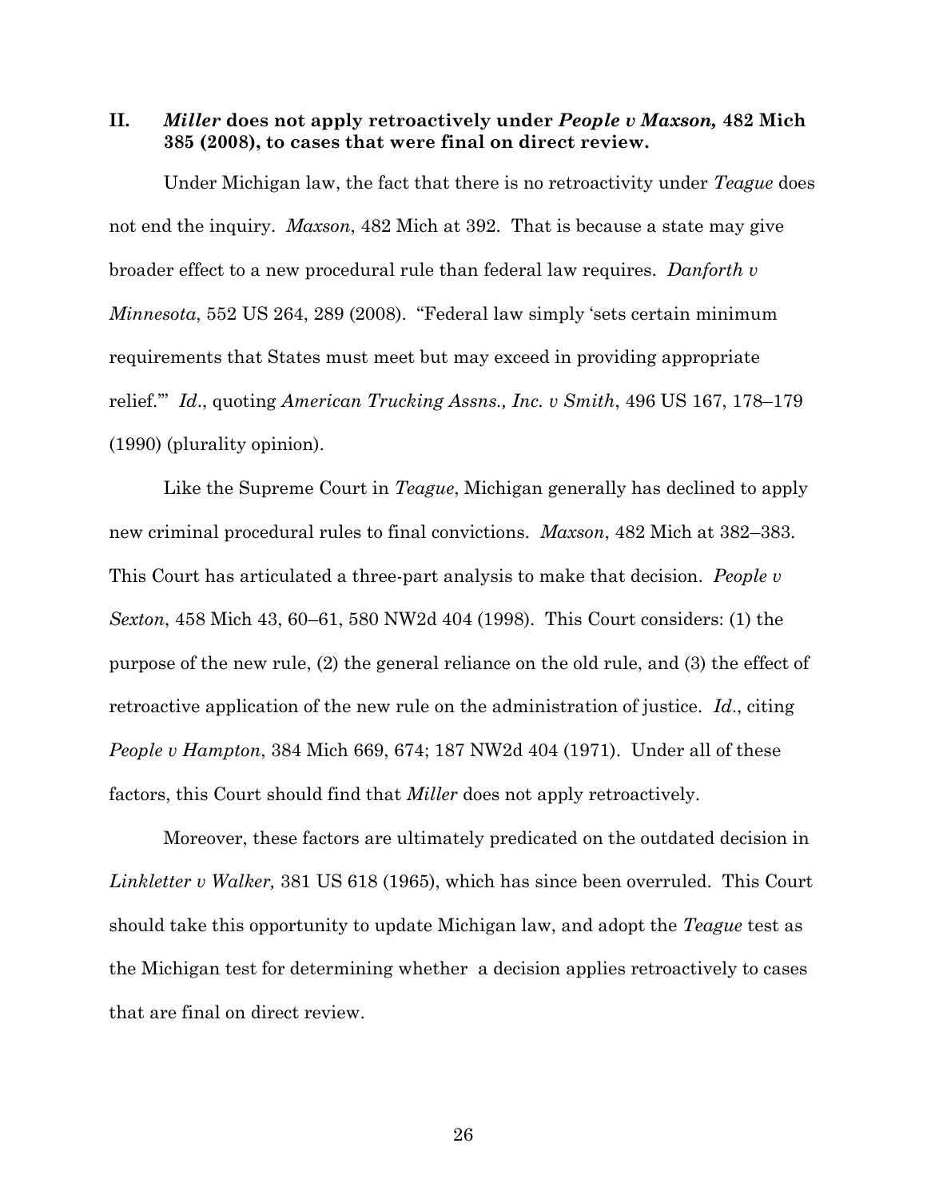## II. *Miller* does not apply retroactively under *People v Maxson,* 482 Mich 385 (2008), to cases that were final on direct review.

Under Michigan law, the fact that there is no retroactivity under *Teague* does not end the inquiry. *Maxson*, 482 Mich at 392. That is because a state may give broader effect to a new procedural rule than federal law requires. *Danforth v Minnesota*, 552 US 264, 289 (2008). "Federal law simply 'sets certain minimum requirements that States must meet but may exceed in providing appropriate relief.'" *Id*., quoting *American Trucking Assns., Inc. v Smith*, 496 US 167, 178–179 (1990) (plurality opinion).

Like the Supreme Court in *Teague*, Michigan generally has declined to apply new criminal procedural rules to final convictions. *Maxson*, 482 Mich at 382–383. This Court has articulated a three-part analysis to make that decision. *People v Sexton*, 458 Mich 43, 60–61, 580 NW2d 404 (1998). This Court considers: (1) the purpose of the new rule, (2) the general reliance on the old rule, and (3) the effect of retroactive application of the new rule on the administration of justice. *Id*., citing *People v Hampton*, 384 Mich 669, 674; 187 NW2d 404 (1971). Under all of these factors, this Court should find that *Miller* does not apply retroactively.

Moreover, these factors are ultimately predicated on the outdated decision in *Linkletter v Walker,* 381 US 618 (1965), which has since been overruled. This Court should take this opportunity to update Michigan law, and adopt the *Teague* test as the Michigan test for determining whether a decision applies retroactively to cases that are final on direct review.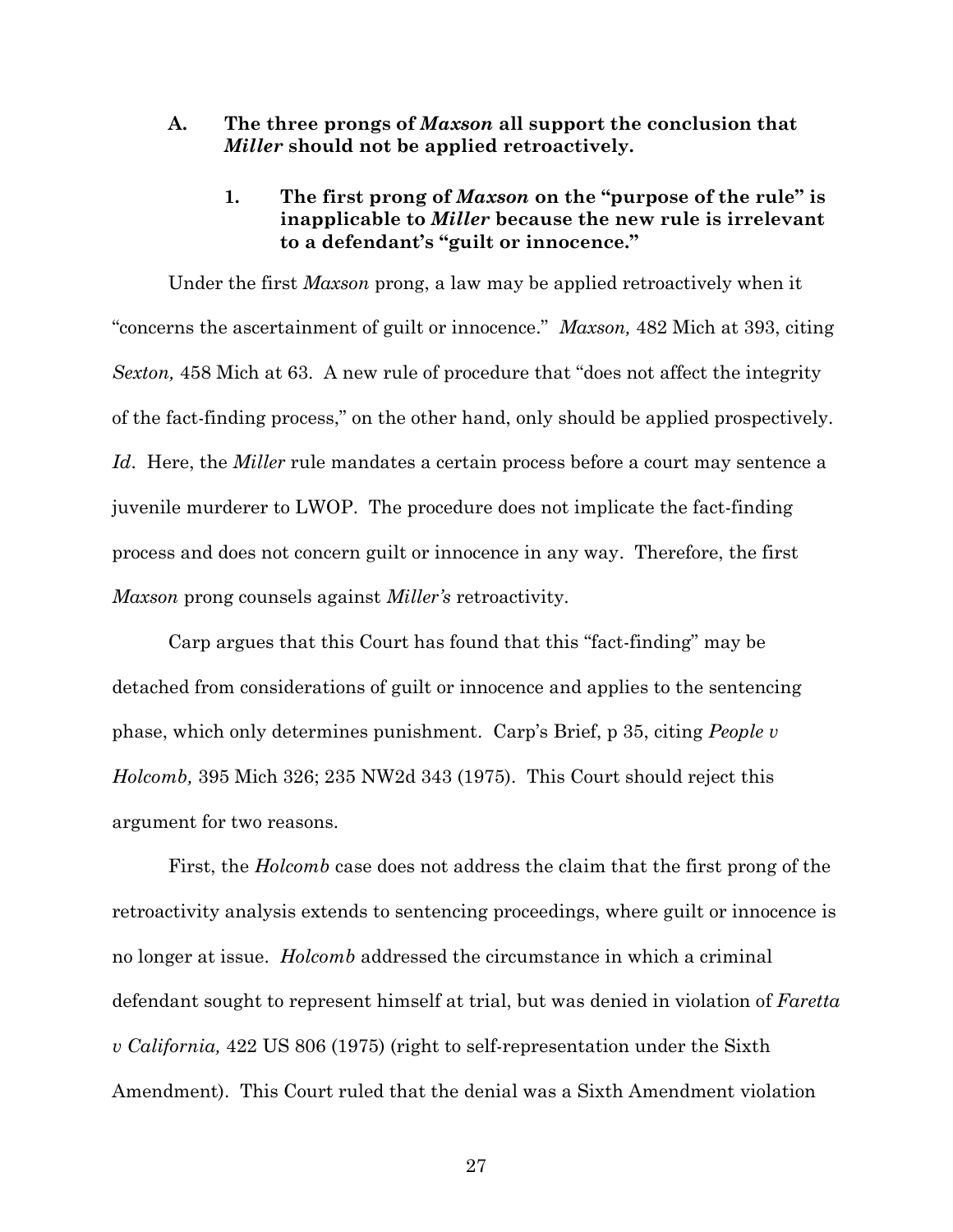### A. The three prongs of *Maxson* all support the conclusion that *Miller* should not be applied retroactively.

#### 1. The first prong of *Maxson* on the "purpose of the rule" is inapplicable to *Miller* because the new rule is irrelevant to a defendant's "guilt or innocence."

Under the first *Maxson* prong, a law may be applied retroactively when it "concerns the ascertainment of guilt or innocence." *Maxson,* 482 Mich at 393, citing *Sexton,* 458 Mich at 63. A new rule of procedure that "does not affect the integrity of the fact-finding process," on the other hand, only should be applied prospectively. *Id*. Here, the *Miller* rule mandates a certain process before a court may sentence a juvenile murderer to LWOP. The procedure does not implicate the fact-finding process and does not concern guilt or innocence in any way. Therefore, the first *Maxson* prong counsels against *Miller's* retroactivity.

Carp argues that this Court has found that this "fact-finding" may be detached from considerations of guilt or innocence and applies to the sentencing phase, which only determines punishment. Carp's Brief, p 35, citing *People v Holcomb,* 395 Mich 326; 235 NW2d 343 (1975). This Court should reject this argument for two reasons.

First, the *Holcomb* case does not address the claim that the first prong of the retroactivity analysis extends to sentencing proceedings, where guilt or innocence is no longer at issue. *Holcomb* addressed the circumstance in which a criminal defendant sought to represent himself at trial, but was denied in violation of *Faretta v California,* 422 US 806 (1975) (right to self-representation under the Sixth Amendment). This Court ruled that the denial was a Sixth Amendment violation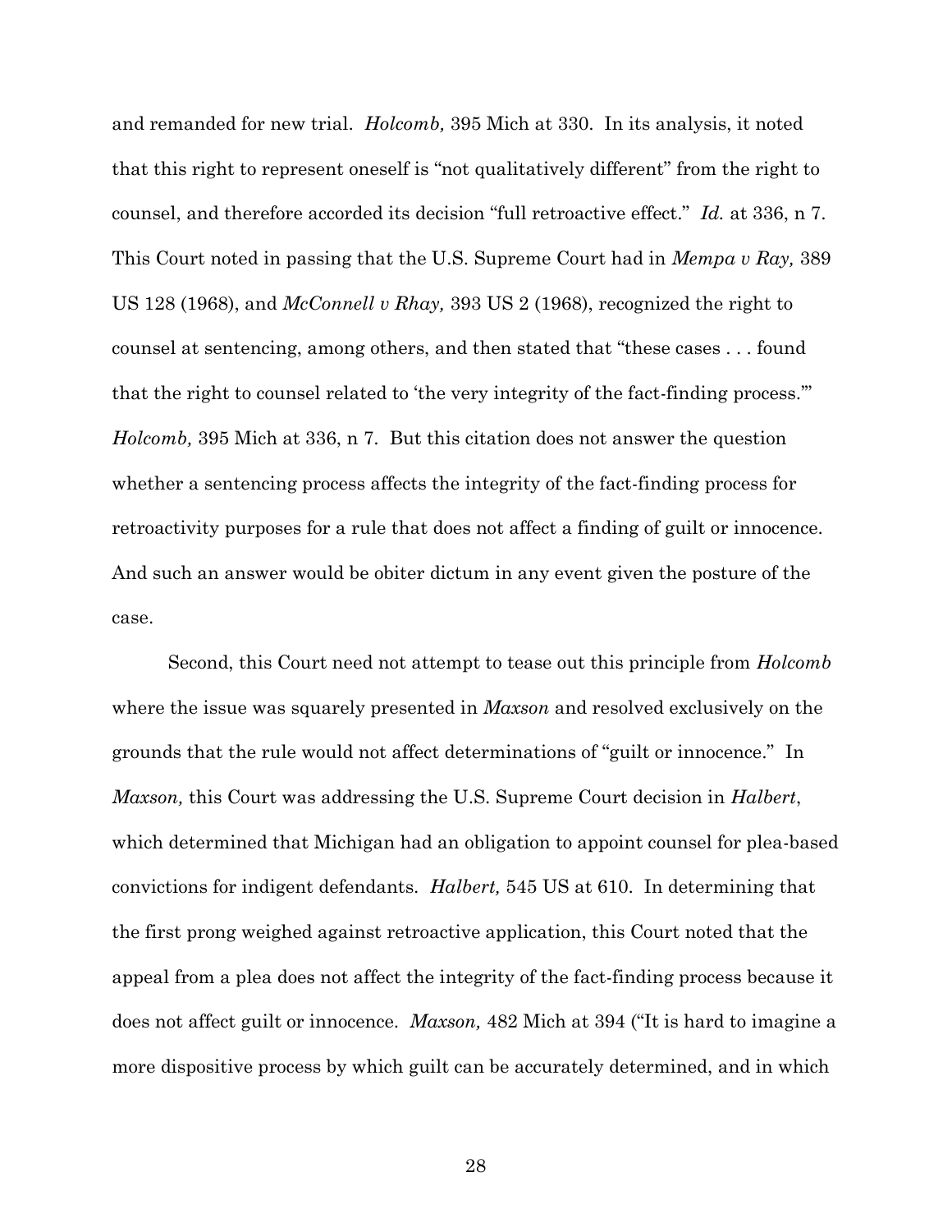and remanded for new trial. *Holcomb,* 395 Mich at 330. In its analysis, it noted that this right to represent oneself is "not qualitatively different" from the right to counsel, and therefore accorded its decision "full retroactive effect." *Id.* at 336, n 7. This Court noted in passing that the U.S. Supreme Court had in *Mempa v Ray,* 389 US 128 (1968), and *McConnell v Rhay,* 393 US 2 (1968), recognized the right to counsel at sentencing, among others, and then stated that "these cases . . . found that the right to counsel related to 'the very integrity of the fact-finding process.'" *Holcomb,* 395 Mich at 336, n 7. But this citation does not answer the question whether a sentencing process affects the integrity of the fact-finding process for retroactivity purposes for a rule that does not affect a finding of guilt or innocence. And such an answer would be obiter dictum in any event given the posture of the case.

Second, this Court need not attempt to tease out this principle from *Holcomb* where the issue was squarely presented in *Maxson* and resolved exclusively on the grounds that the rule would not affect determinations of "guilt or innocence." In *Maxson,* this Court was addressing the U.S. Supreme Court decision in *Halbert*, which determined that Michigan had an obligation to appoint counsel for plea-based convictions for indigent defendants. *Halbert,* 545 US at 610. In determining that the first prong weighed against retroactive application, this Court noted that the appeal from a plea does not affect the integrity of the fact-finding process because it does not affect guilt or innocence. *Maxson,* 482 Mich at 394 ("It is hard to imagine a more dispositive process by which guilt can be accurately determined, and in which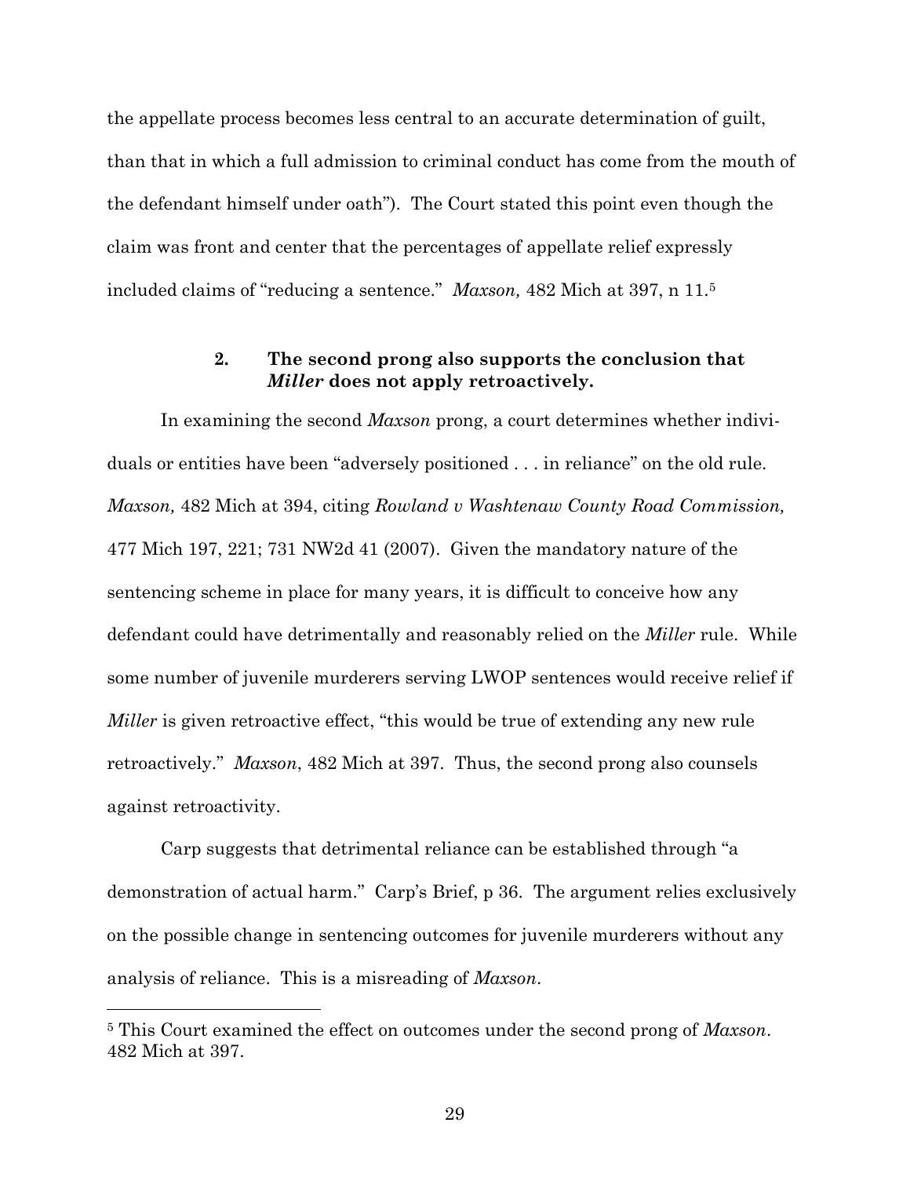the appellate process becomes less central to an accurate determination of guilt, than that in which a full admission to criminal conduct has come from the mouth of the defendant himself under oath"). The Court stated this point even though the claim was front and center that the percentages of appellate relief expressly included claims of "reducing a sentence." *Maxson,* 482 Mich at 397, n 11.[5]

### 2. The second prong also supports the conclusion that *Miller* does not apply retroactively.

In examining the second *Maxson* prong, a court determines whether individuals or entities have been "adversely positioned . . . in reliance" on the old rule. *Maxson,* 482 Mich at 394, citing *Rowland v Washtenaw County Road Commission,* 477 Mich 197, 221; 731 NW2d 41 (2007). Given the mandatory nature of the sentencing scheme in place for many years, it is difficult to conceive how any defendant could have detrimentally and reasonably relied on the *Miller* rule. While some number of juvenile murderers serving LWOP sentences would receive relief if *Miller* is given retroactive effect, "this would be true of extending any new rule retroactively." *Maxson*, 482 Mich at 397. Thus, the second prong also counsels against retroactivity.

Carp suggests that detrimental reliance can be established through "a demonstration of actual harm." Carp's Brief, p 36. The argument relies exclusively on the possible change in sentencing outcomes for juvenile murderers without any analysis of reliance. This is a misreading of *Maxson*.

---

[5] This Court examined the effect on outcomes under the second prong of *Maxson*. 482 Mich at 397.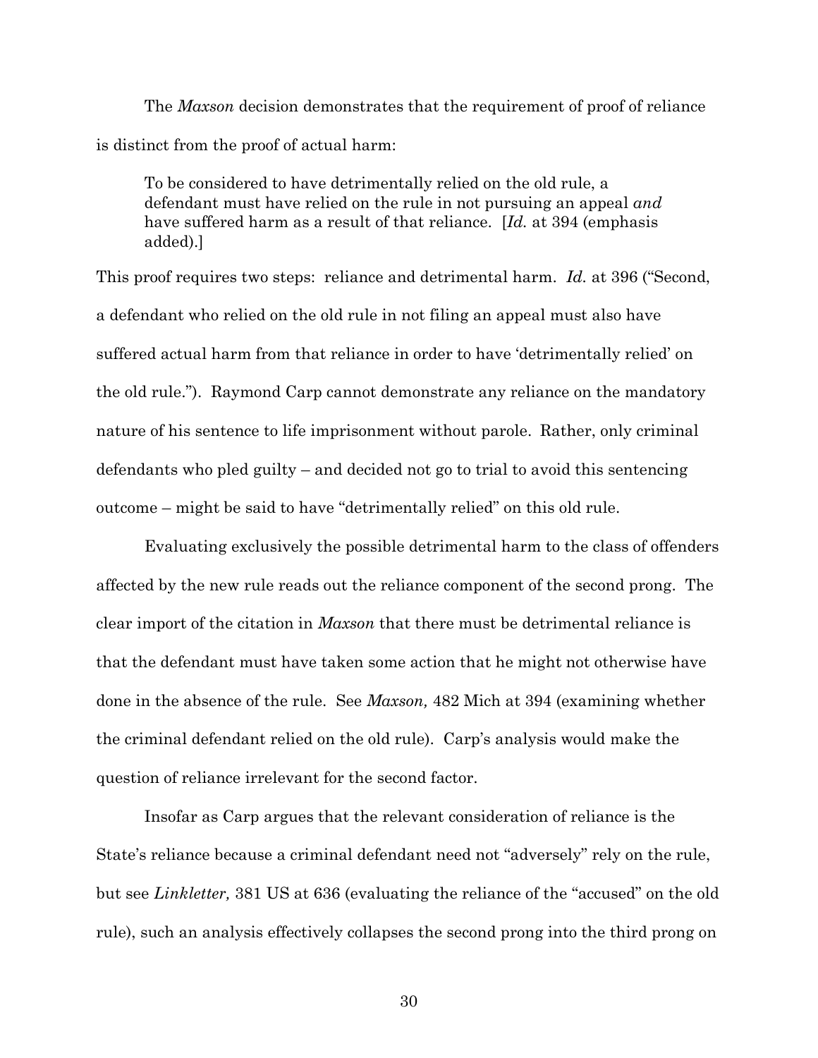The *Maxson* decision demonstrates that the requirement of proof of reliance is distinct from the proof of actual harm:

> To be considered to have detrimentally relied on the old rule, a defendant must have relied on the rule in not pursuing an appeal *and* have suffered harm as a result of that reliance. [*Id.* at 394 (emphasis added).]

This proof requires two steps: reliance and detrimental harm. *Id.* at 396 ("Second, a defendant who relied on the old rule in not filing an appeal must also have suffered actual harm from that reliance in order to have 'detrimentally relied' on the old rule."). Raymond Carp cannot demonstrate any reliance on the mandatory nature of his sentence to life imprisonment without parole. Rather, only criminal defendants who pled guilty – and decided not go to trial to avoid this sentencing outcome – might be said to have "detrimentally relied" on this old rule.

Evaluating exclusively the possible detrimental harm to the class of offenders affected by the new rule reads out the reliance component of the second prong. The clear import of the citation in *Maxson* that there must be detrimental reliance is that the defendant must have taken some action that he might not otherwise have done in the absence of the rule. See *Maxson,* 482 Mich at 394 (examining whether the criminal defendant relied on the old rule). Carp's analysis would make the question of reliance irrelevant for the second factor.

Insofar as Carp argues that the relevant consideration of reliance is the State's reliance because a criminal defendant need not "adversely" rely on the rule, but see *Linkletter,* 381 US at 636 (evaluating the reliance of the "accused" on the old rule), such an analysis effectively collapses the second prong into the third prong on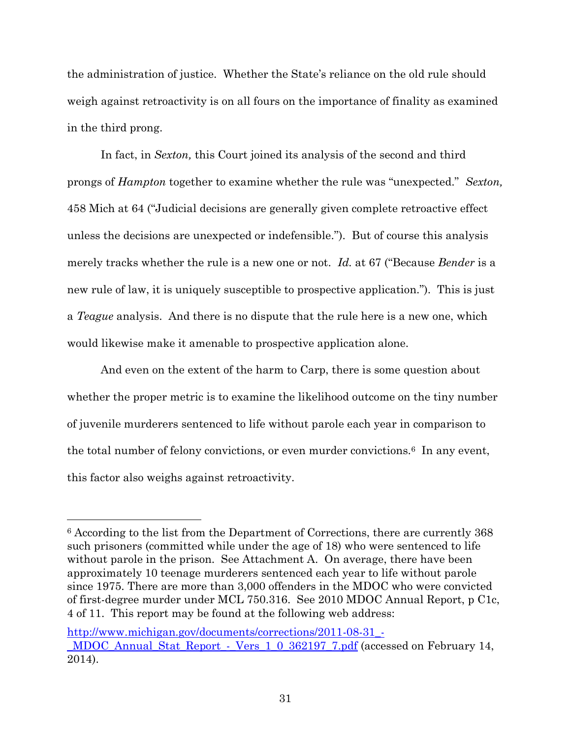the administration of justice. Whether the State's reliance on the old rule should weigh against retroactivity is on all fours on the importance of finality as examined in the third prong.

In fact, in *Sexton,* this Court joined its analysis of the second and third prongs of *Hampton* together to examine whether the rule was "unexpected." *Sexton,* 458 Mich at 64 ("Judicial decisions are generally given complete retroactive effect unless the decisions are unexpected or indefensible."). But of course this analysis merely tracks whether the rule is a new one or not. *Id.* at 67 ("Because *Bender* is a new rule of law, it is uniquely susceptible to prospective application."). This is just a *Teague* analysis. And there is no dispute that the rule here is a new one, which would likewise make it amenable to prospective application alone.

And even on the extent of the harm to Carp, there is some question about whether the proper metric is to examine the likelihood outcome on the tiny number of juvenile murderers sentenced to life without parole each year in comparison to the total number of felony convictions, or even murder convictions.[6] In any event, this factor also weighs against retroactivity.

---

[6] According to the list from the Department of Corrections, there are currently 368 such prisoners (committed while under the age of 18) who were sentenced to life without parole in the prison. See Attachment A. On average, there have been approximately 10 teenage murderers sentenced each year to life without parole since 1975. There are more than 3,000 offenders in the MDOC who were convicted of first-degree murder under MCL 750.316. See 2010 MDOC Annual Report, p C1c, 4 of 11. This report may be found at the following web address:

http://www.michigan.gov/documents/corrections/2011-08-31_-_MDOC_Annual_Stat_Report_-_Vers_1_0_362197_7.pdf (accessed on February 14, 2014).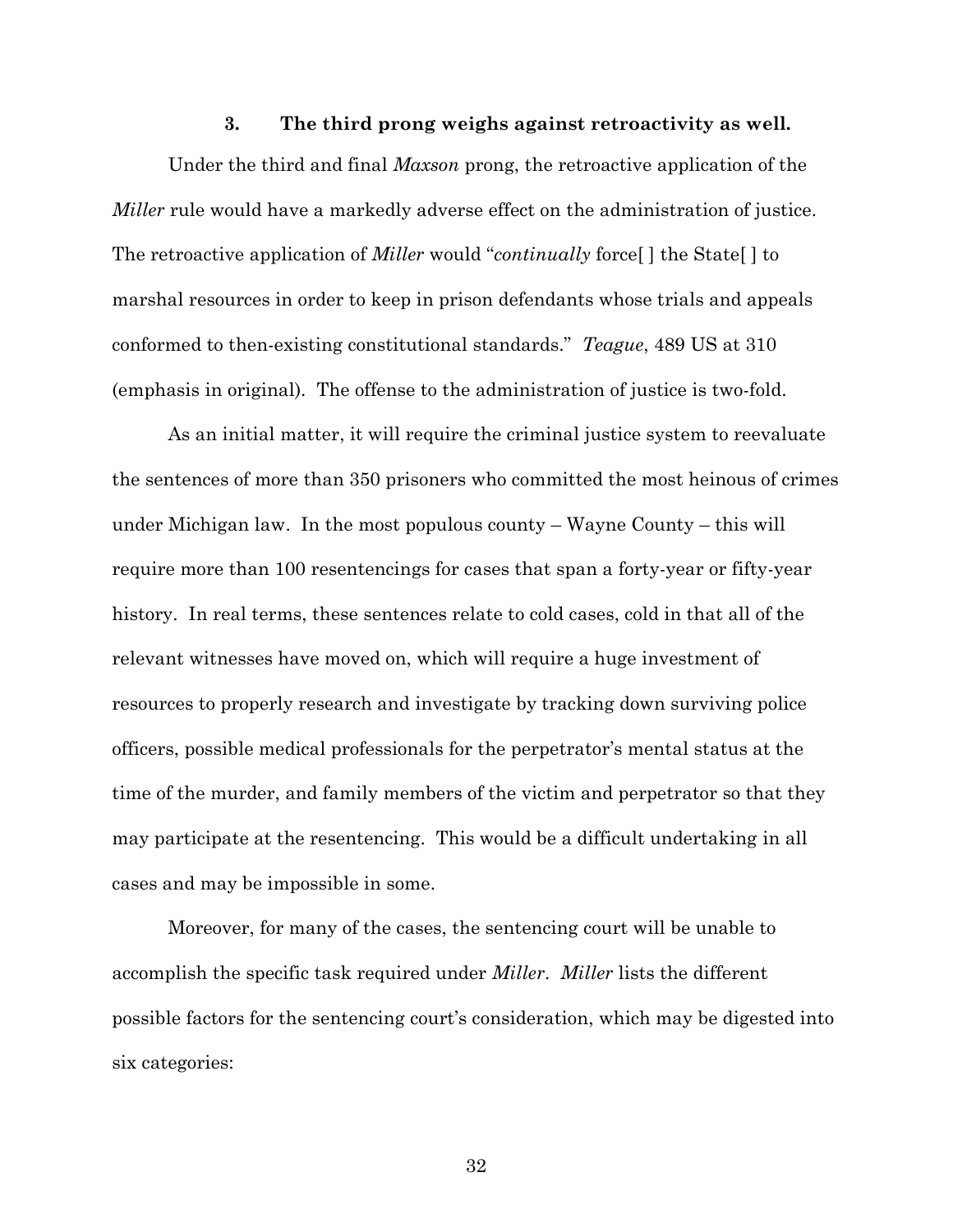### 3. **The third prong weighs against retroactivity as well.**

Under the third and final *Maxson* prong, the retroactive application of the *Miller* rule would have a markedly adverse effect on the administration of justice. The retroactive application of *Miller* would "*continually* force[ ] the State[ ] to marshal resources in order to keep in prison defendants whose trials and appeals conformed to then-existing constitutional standards." *Teague*, 489 US at 310 (emphasis in original). The offense to the administration of justice is two-fold.

As an initial matter, it will require the criminal justice system to reevaluate the sentences of more than 350 prisoners who committed the most heinous of crimes under Michigan law. In the most populous county – Wayne County – this will require more than 100 resentencings for cases that span a forty-year or fifty-year history. In real terms, these sentences relate to cold cases, cold in that all of the relevant witnesses have moved on, which will require a huge investment of resources to properly research and investigate by tracking down surviving police officers, possible medical professionals for the perpetrator's mental status at the time of the murder, and family members of the victim and perpetrator so that they may participate at the resentencing. This would be a difficult undertaking in all cases and may be impossible in some.

Moreover, for many of the cases, the sentencing court will be unable to accomplish the specific task required under *Miller*. *Miller* lists the different possible factors for the sentencing court's consideration, which may be digested into six categories: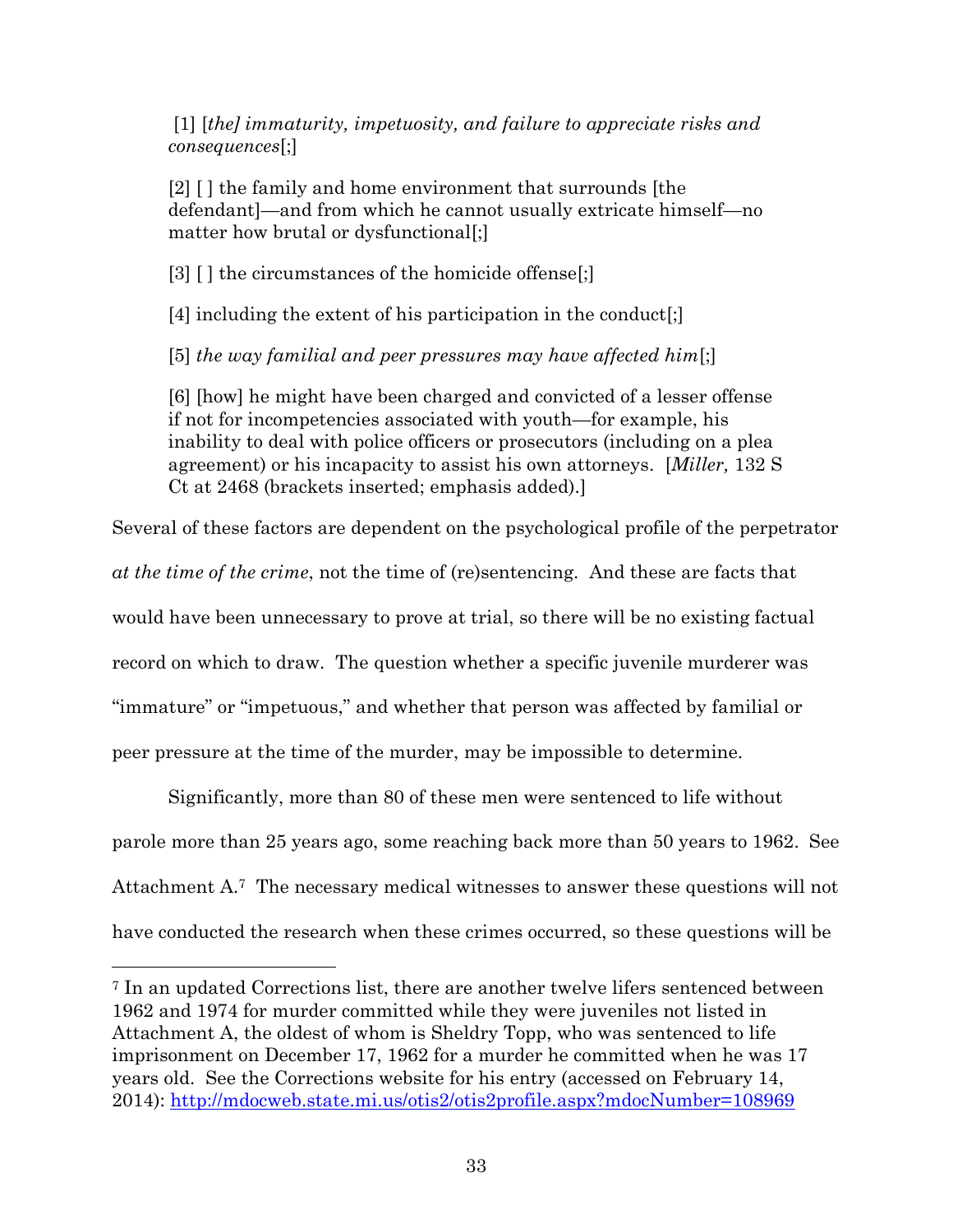> [1] [*the] immaturity, impetuosity, and failure to appreciate risks and consequences*[;]
>
> [2] [ ] the family and home environment that surrounds [the defendant]—and from which he cannot usually extricate himself—no matter how brutal or dysfunctional[;]
>
> [3] [ ] the circumstances of the homicide offense[;]
>
> [4] including the extent of his participation in the conduct[;]
>
> [5] *the way familial and peer pressures may have affected him*[;]
>
> [6] [how] he might have been charged and convicted of a lesser offense if not for incompetencies associated with youth—for example, his inability to deal with police officers or prosecutors (including on a plea agreement) or his incapacity to assist his own attorneys. [*Miller,* 132 S Ct at 2468 (brackets inserted; emphasis added).]

Several of these factors are dependent on the psychological profile of the perpetrator *at the time of the crime*, not the time of (re)sentencing. And these are facts that would have been unnecessary to prove at trial, so there will be no existing factual record on which to draw. The question whether a specific juvenile murderer was "immature" or "impetuous," and whether that person was affected by familial or peer pressure at the time of the murder, may be impossible to determine.

Significantly, more than 80 of these men were sentenced to life without parole more than 25 years ago, some reaching back more than 50 years to 1962. See Attachment A.[7] The necessary medical witnesses to answer these questions will not have conducted the research when these crimes occurred, so these questions will be

---

[7] In an updated Corrections list, there are another twelve lifers sentenced between 1962 and 1974 for murder committed while they were juveniles not listed in Attachment A, the oldest of whom is Sheldry Topp, who was sentenced to life imprisonment on December 17, 1962 for a murder he committed when he was 17 years old. See the Corrections website for his entry (accessed on February 14, 2014): http://mdocweb.state.mi.us/otis2/otis2profile.aspx?mdocNumber=108969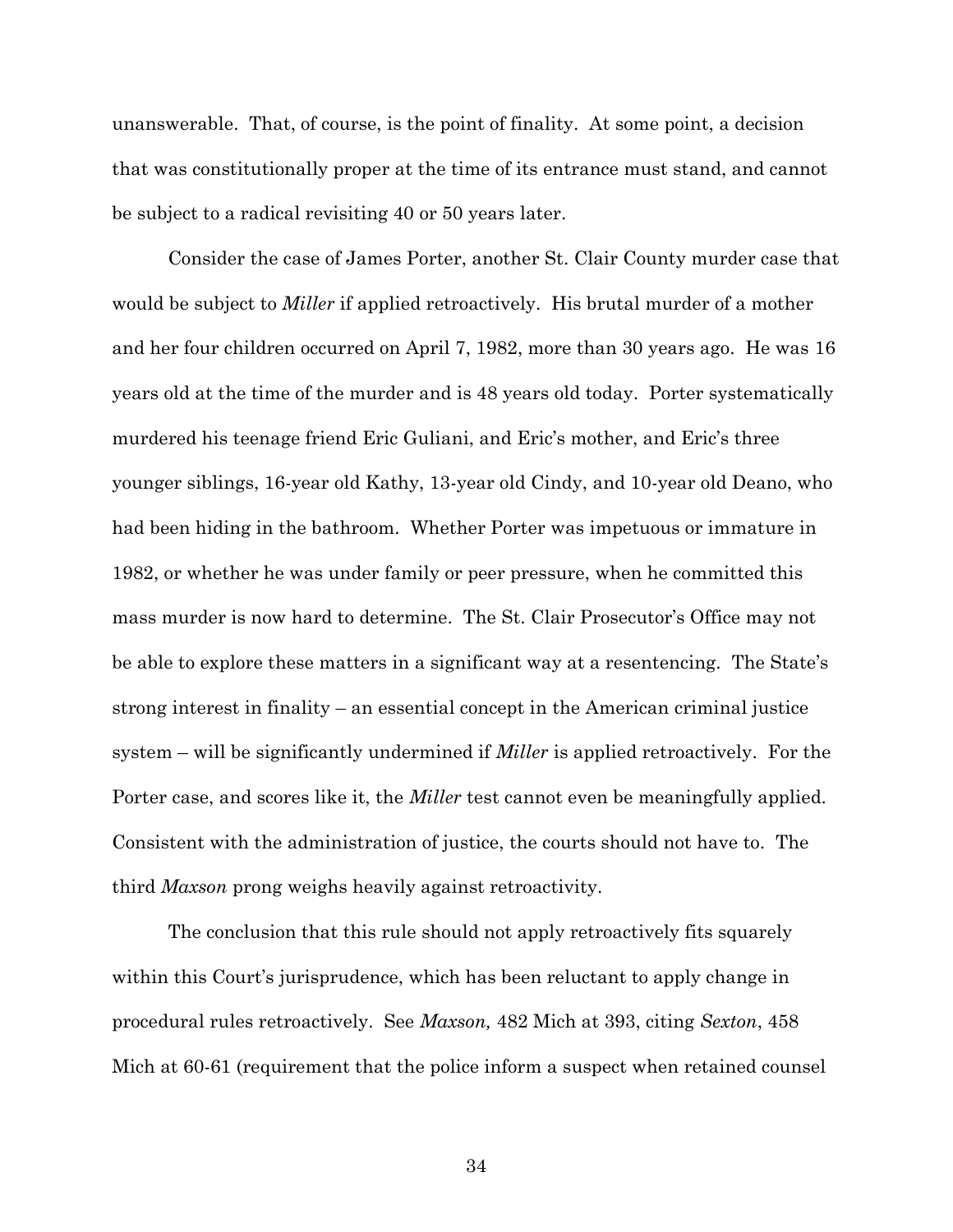unanswerable. That, of course, is the point of finality. At some point, a decision that was constitutionally proper at the time of its entrance must stand, and cannot be subject to a radical revisiting 40 or 50 years later.

Consider the case of James Porter, another St. Clair County murder case that would be subject to *Miller* if applied retroactively. His brutal murder of a mother and her four children occurred on April 7, 1982, more than 30 years ago. He was 16 years old at the time of the murder and is 48 years old today. Porter systematically murdered his teenage friend Eric Guliani, and Eric's mother, and Eric's three younger siblings, 16-year old Kathy, 13-year old Cindy, and 10-year old Deano, who had been hiding in the bathroom. Whether Porter was impetuous or immature in 1982, or whether he was under family or peer pressure, when he committed this mass murder is now hard to determine. The St. Clair Prosecutor's Office may not be able to explore these matters in a significant way at a resentencing. The State's strong interest in finality – an essential concept in the American criminal justice system – will be significantly undermined if *Miller* is applied retroactively. For the Porter case, and scores like it, the *Miller* test cannot even be meaningfully applied. Consistent with the administration of justice, the courts should not have to. The third *Maxson* prong weighs heavily against retroactivity.

The conclusion that this rule should not apply retroactively fits squarely within this Court's jurisprudence, which has been reluctant to apply change in procedural rules retroactively. See *Maxson,* 482 Mich at 393, citing *Sexton*, 458 Mich at 60-61 (requirement that the police inform a suspect when retained counsel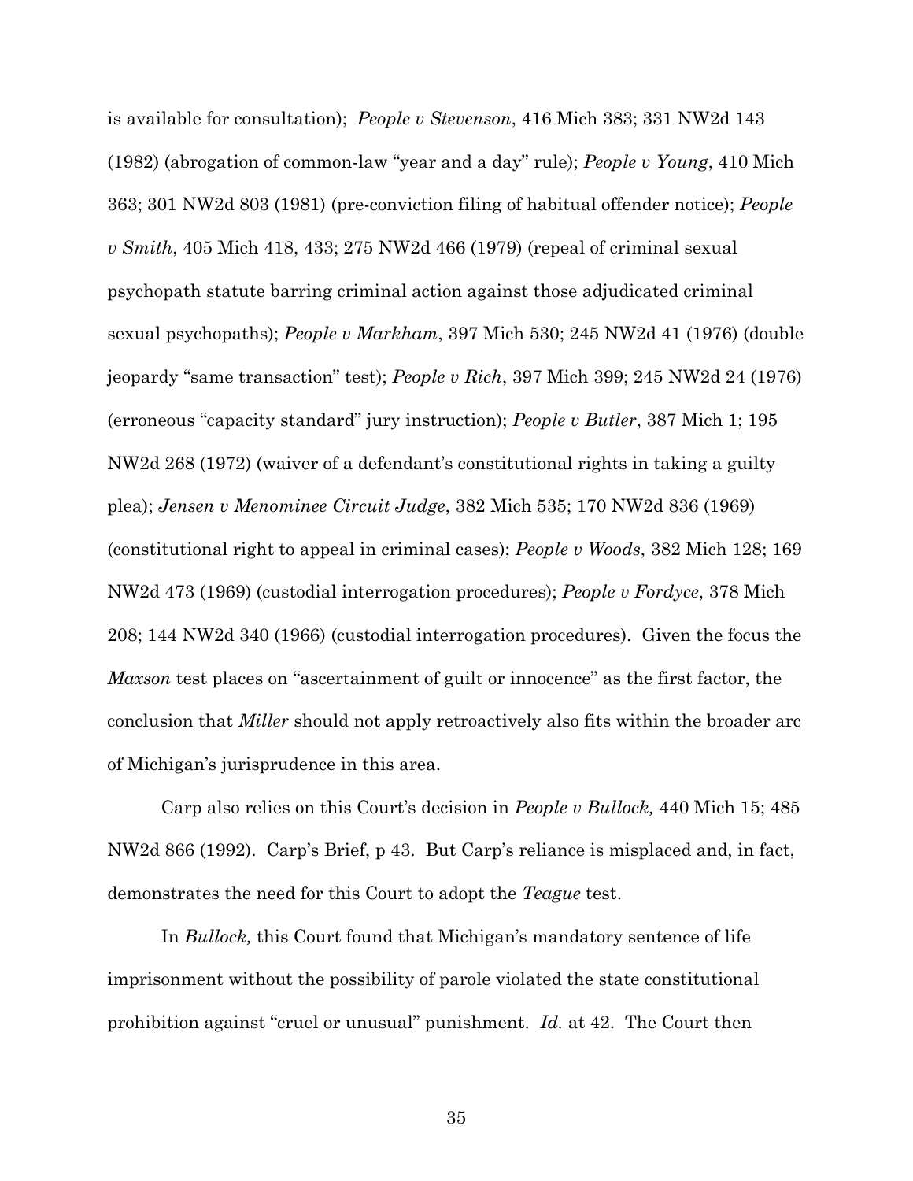is available for consultation); *People v Stevenson*, 416 Mich 383; 331 NW2d 143 (1982) (abrogation of common-law "year and a day" rule); *People v Young*, 410 Mich 363; 301 NW2d 803 (1981) (pre-conviction filing of habitual offender notice); *People v Smith*, 405 Mich 418, 433; 275 NW2d 466 (1979) (repeal of criminal sexual psychopath statute barring criminal action against those adjudicated criminal sexual psychopaths); *People v Markham*, 397 Mich 530; 245 NW2d 41 (1976) (double jeopardy "same transaction" test); *People v Rich*, 397 Mich 399; 245 NW2d 24 (1976) (erroneous "capacity standard" jury instruction); *People v Butler*, 387 Mich 1; 195 NW2d 268 (1972) (waiver of a defendant's constitutional rights in taking a guilty plea); *Jensen v Menominee Circuit Judge*, 382 Mich 535; 170 NW2d 836 (1969) (constitutional right to appeal in criminal cases); *People v Woods*, 382 Mich 128; 169 NW2d 473 (1969) (custodial interrogation procedures); *People v Fordyce*, 378 Mich 208; 144 NW2d 340 (1966) (custodial interrogation procedures). Given the focus the *Maxson* test places on "ascertainment of guilt or innocence" as the first factor, the conclusion that *Miller* should not apply retroactively also fits within the broader arc of Michigan's jurisprudence in this area.

Carp also relies on this Court's decision in *People v Bullock,* 440 Mich 15; 485 NW2d 866 (1992). Carp's Brief, p 43. But Carp's reliance is misplaced and, in fact, demonstrates the need for this Court to adopt the *Teague* test.

In *Bullock,* this Court found that Michigan's mandatory sentence of life imprisonment without the possibility of parole violated the state constitutional prohibition against "cruel or unusual" punishment. *Id.* at 42. The Court then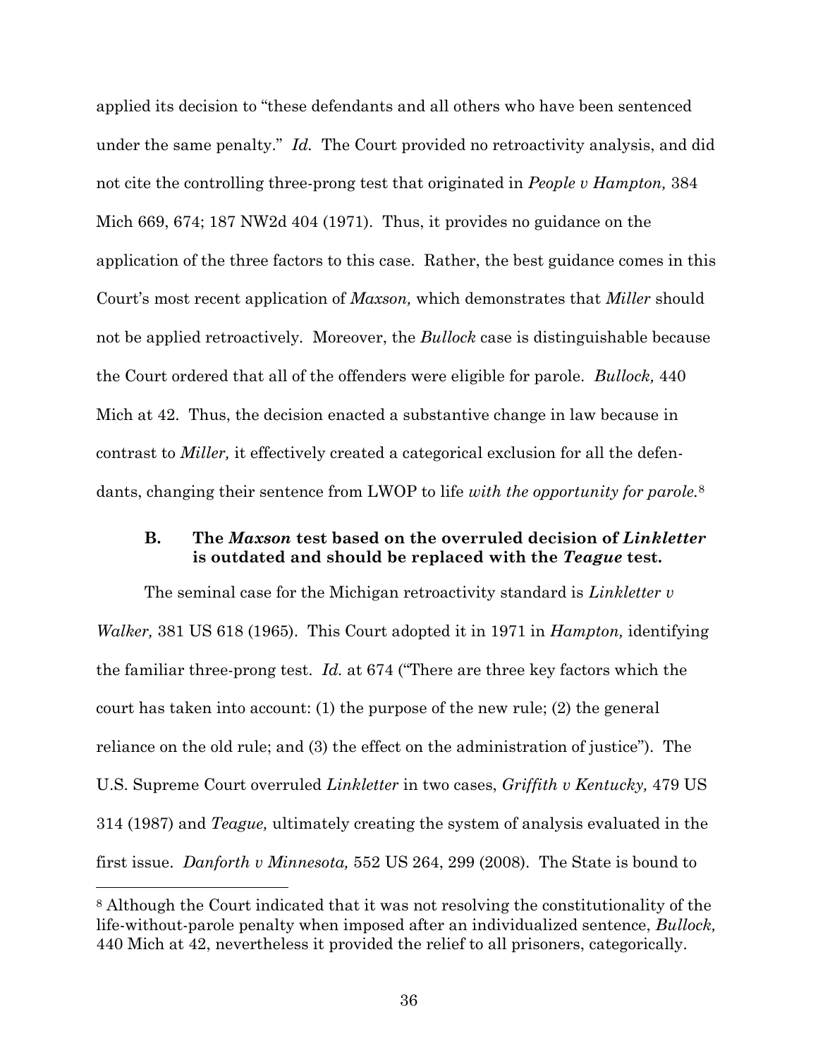applied its decision to "these defendants and all others who have been sentenced under the same penalty." *Id.* The Court provided no retroactivity analysis, and did not cite the controlling three-prong test that originated in *People v Hampton,* 384 Mich 669, 674; 187 NW2d 404 (1971). Thus, it provides no guidance on the application of the three factors to this case. Rather, the best guidance comes in this Court's most recent application of *Maxson,* which demonstrates that *Miller* should not be applied retroactively. Moreover, the *Bullock* case is distinguishable because the Court ordered that all of the offenders were eligible for parole. *Bullock,* 440 Mich at 42. Thus, the decision enacted a substantive change in law because in contrast to *Miller,* it effectively created a categorical exclusion for all the defendants, changing their sentence from LWOP to life *with the opportunity for parole.*[8]

### B. The *Maxson* test based on the overruled decision of *Linkletter* is outdated and should be replaced with the *Teague* test.

The seminal case for the Michigan retroactivity standard is *Linkletter v Walker,* 381 US 618 (1965). This Court adopted it in 1971 in *Hampton,* identifying the familiar three-prong test. *Id.* at 674 ("There are three key factors which the court has taken into account: (1) the purpose of the new rule; (2) the general reliance on the old rule; and (3) the effect on the administration of justice"). The U.S. Supreme Court overruled *Linkletter* in two cases, *Griffith v Kentucky,* 479 US 314 (1987) and *Teague,* ultimately creating the system of analysis evaluated in the first issue. *Danforth v Minnesota,* 552 US 264, 299 (2008). The State is bound to

---

[8] Although the Court indicated that it was not resolving the constitutionality of the life-without-parole penalty when imposed after an individualized sentence, *Bullock,* 440 Mich at 42, nevertheless it provided the relief to all prisoners, categorically.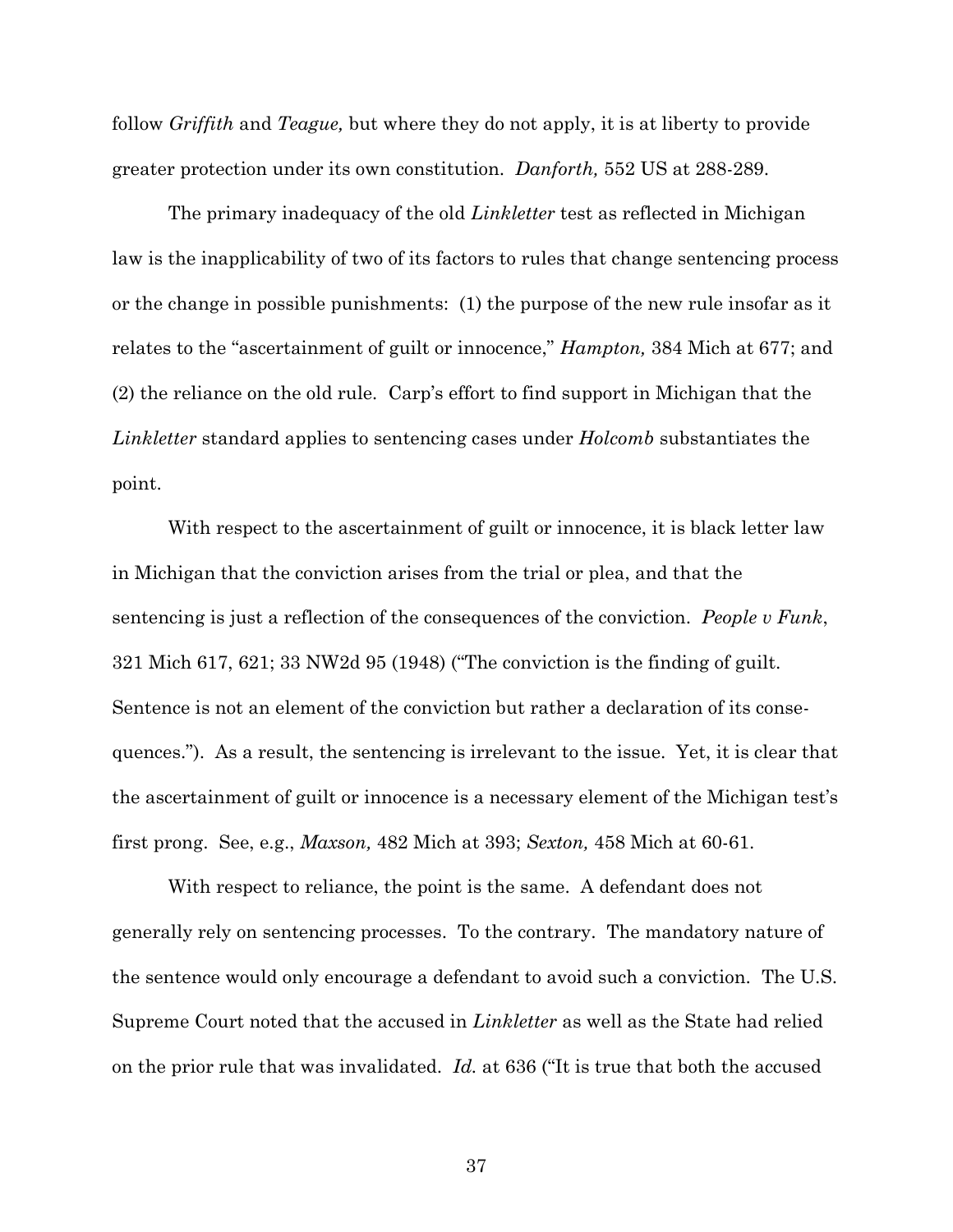follow *Griffith* and *Teague,* but where they do not apply, it is at liberty to provide greater protection under its own constitution. *Danforth,* 552 US at 288-289.

The primary inadequacy of the old *Linkletter* test as reflected in Michigan law is the inapplicability of two of its factors to rules that change sentencing process or the change in possible punishments: (1) the purpose of the new rule insofar as it relates to the "ascertainment of guilt or innocence," *Hampton,* 384 Mich at 677; and (2) the reliance on the old rule. Carp's effort to find support in Michigan that the *Linkletter* standard applies to sentencing cases under *Holcomb* substantiates the point.

With respect to the ascertainment of guilt or innocence, it is black letter law in Michigan that the conviction arises from the trial or plea, and that the sentencing is just a reflection of the consequences of the conviction. *People v Funk*, 321 Mich 617, 621; 33 NW2d 95 (1948) ("The conviction is the finding of guilt. Sentence is not an element of the conviction but rather a declaration of its consequences."). As a result, the sentencing is irrelevant to the issue. Yet, it is clear that the ascertainment of guilt or innocence is a necessary element of the Michigan test's first prong. See, e.g., *Maxson,* 482 Mich at 393; *Sexton,* 458 Mich at 60-61.

With respect to reliance, the point is the same. A defendant does not generally rely on sentencing processes. To the contrary. The mandatory nature of the sentence would only encourage a defendant to avoid such a conviction. The U.S. Supreme Court noted that the accused in *Linkletter* as well as the State had relied on the prior rule that was invalidated. *Id.* at 636 ("It is true that both the accused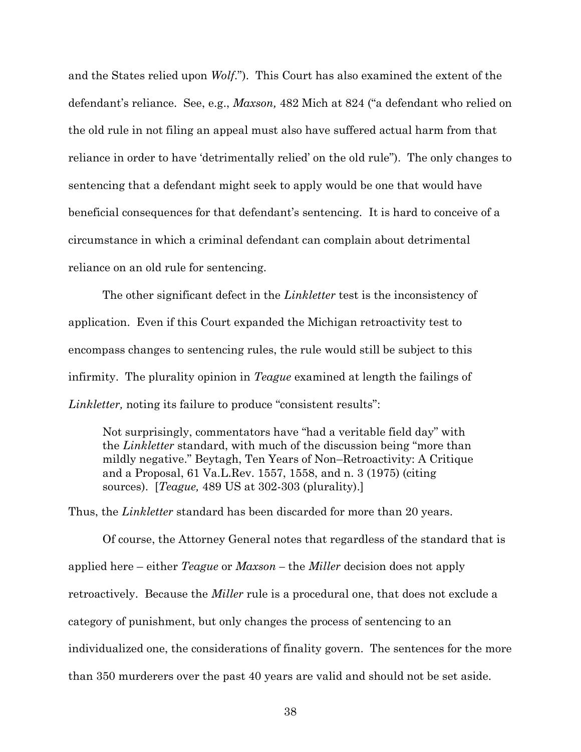and the States relied upon *Wolf*."). This Court has also examined the extent of the defendant's reliance. See, e.g., *Maxson,* 482 Mich at 824 ("a defendant who relied on the old rule in not filing an appeal must also have suffered actual harm from that reliance in order to have 'detrimentally relied' on the old rule"). The only changes to sentencing that a defendant might seek to apply would be one that would have beneficial consequences for that defendant's sentencing. It is hard to conceive of a circumstance in which a criminal defendant can complain about detrimental reliance on an old rule for sentencing.

The other significant defect in the *Linkletter* test is the inconsistency of application. Even if this Court expanded the Michigan retroactivity test to encompass changes to sentencing rules, the rule would still be subject to this infirmity. The plurality opinion in *Teague* examined at length the failings of *Linkletter,* noting its failure to produce "consistent results":

> Not surprisingly, commentators have "had a veritable field day" with the *Linkletter* standard, with much of the discussion being "more than mildly negative." Beytagh, Ten Years of Non–Retroactivity: A Critique and a Proposal, 61 Va.L.Rev. 1557, 1558, and n. 3 (1975) (citing sources). [*Teague,* 489 US at 302-303 (plurality).]

Thus, the *Linkletter* standard has been discarded for more than 20 years.

Of course, the Attorney General notes that regardless of the standard that is applied here – either *Teague* or *Maxson* – the *Miller* decision does not apply retroactively. Because the *Miller* rule is a procedural one, that does not exclude a category of punishment, but only changes the process of sentencing to an individualized one, the considerations of finality govern. The sentences for the more than 350 murderers over the past 40 years are valid and should not be set aside.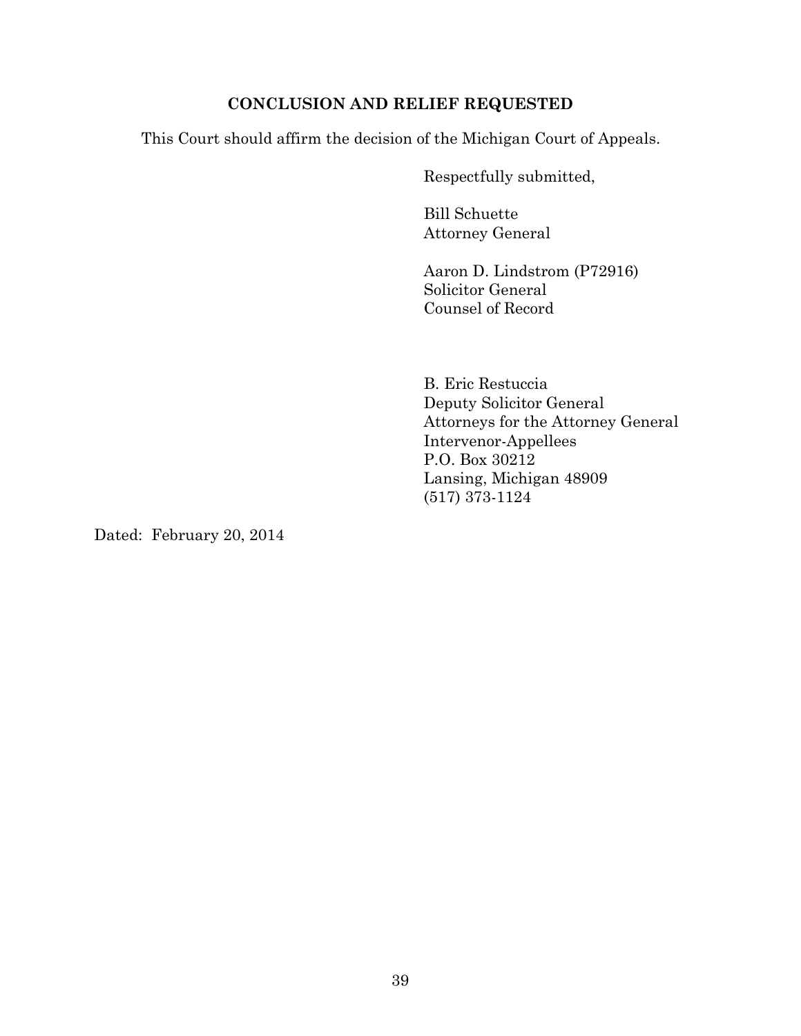## CONCLUSION AND RELIEF REQUESTED

This Court should affirm the decision of the Michigan Court of Appeals.

Respectfully submitted,

Bill Schuette
Attorney General

Aaron D. Lindstrom (P72916)
Solicitor General
Counsel of Record

B. Eric Restuccia
Deputy Solicitor General
Attorneys for the Attorney General
Intervenor-Appellees
P.O. Box 30212
Lansing, Michigan 48909
(517) 373-1124

Dated: February 20, 2014